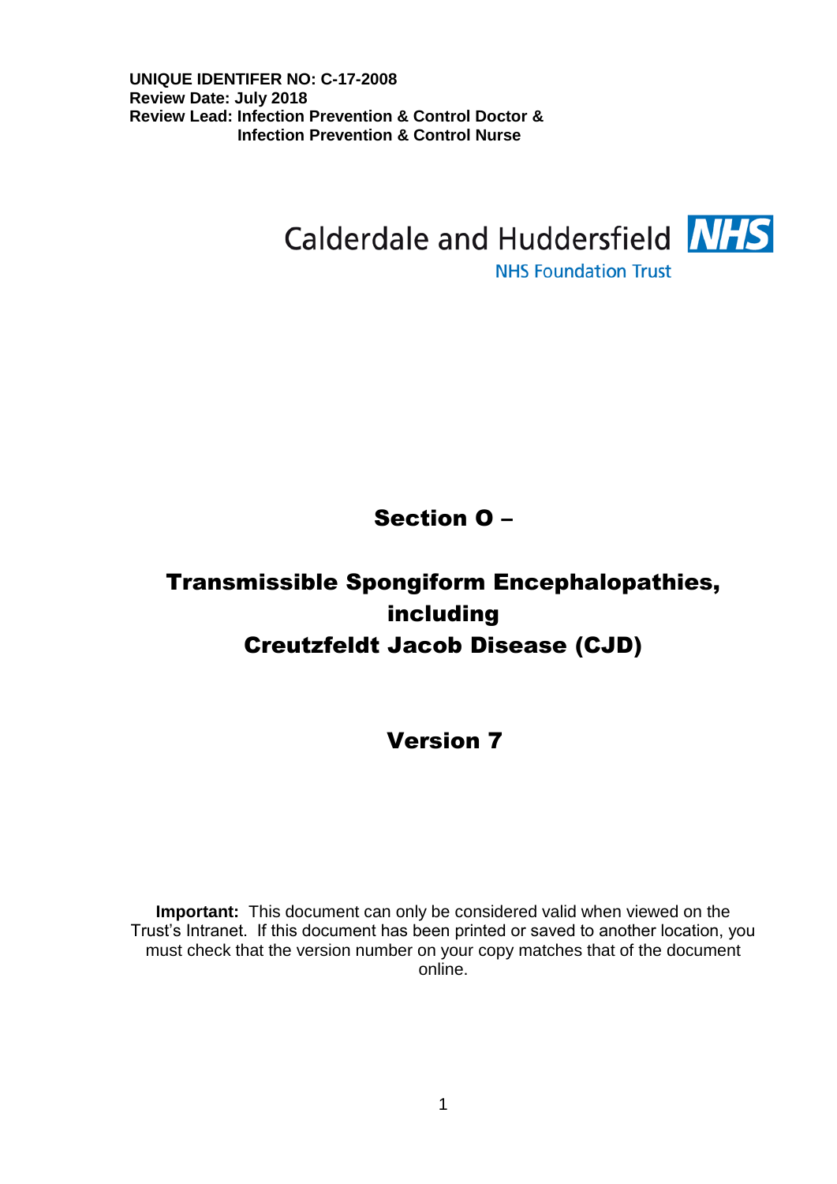**UNIQUE IDENTIFER NO: C-17-2008**
**Review Date: July 2018**
**Review Lead: Infection Prevention & Control Doctor &**
**Infection Prevention & Control Nurse**

Calderdale and Huddersfield NHS

NHS Foundation Trust

# Section O –

# Transmissible Spongiform Encephalopathies, including Creutzfeldt Jacob Disease (CJD)

## Version 7

**Important:** This document can only be considered valid when viewed on the Trust's Intranet. If this document has been printed or saved to another location, you must check that the version number on your copy matches that of the document online.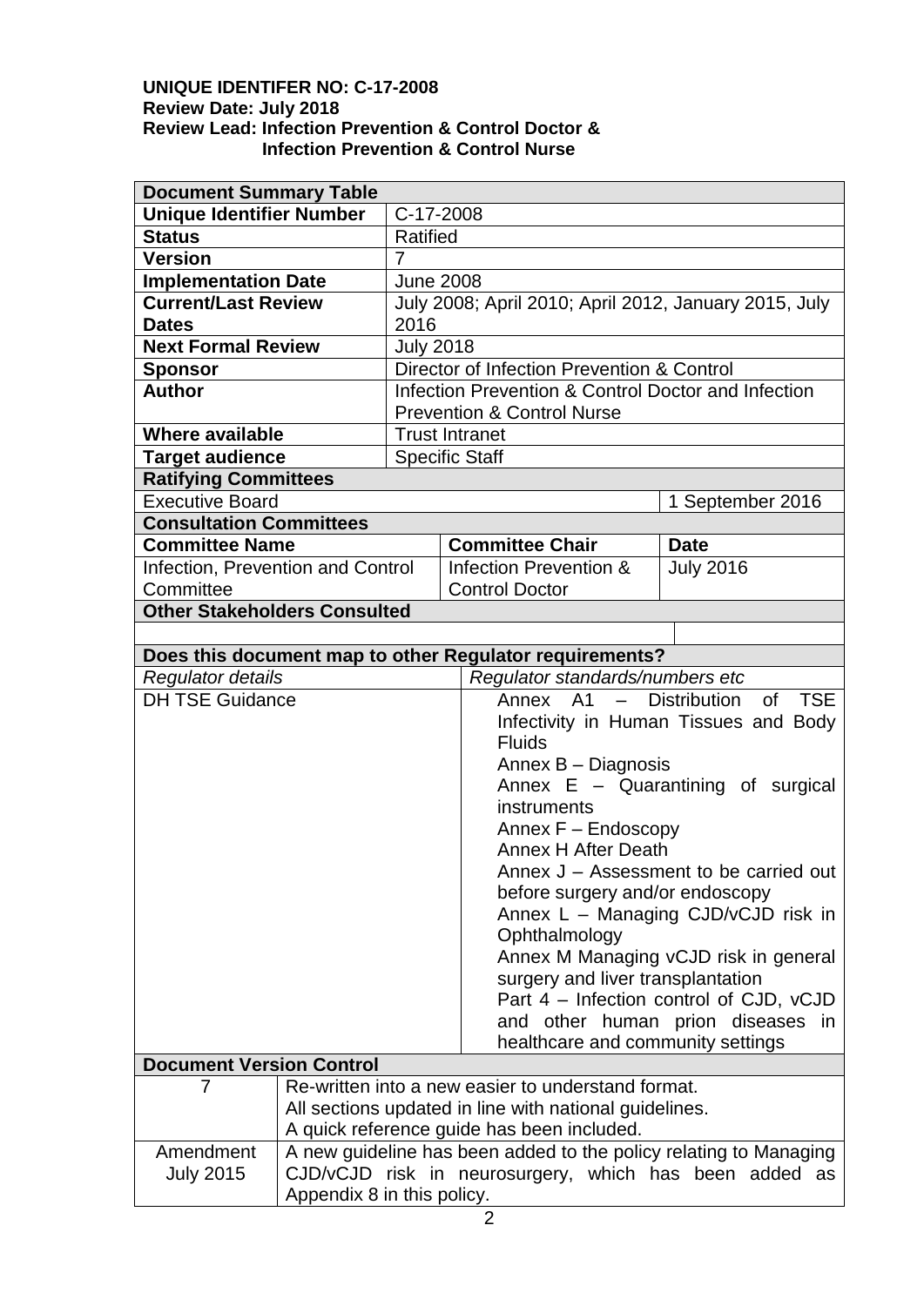**UNIQUE IDENTIFER NO: C-17-2008**
**Review Date: July 2018**
**Review Lead: Infection Prevention & Control Doctor & Infection Prevention & Control Nurse**

| **Document Summary Table** | | | |
|---|---|---|---|
| **Unique Identifier Number** | C-17-2008 | | |
| **Status** | Ratified | | |
| **Version** | 7 | | |
| **Implementation Date** | June 2008 | | |
| **Current/Last Review Dates** | July 2008; April 2010; April 2012, January 2015, July 2016 | | |
| **Next Formal Review** | July 2018 | | |
| **Sponsor** | Director of Infection Prevention & Control | | |
| **Author** | Infection Prevention & Control Doctor and Infection Prevention & Control Nurse | | |
| **Where available** | Trust Intranet | | |
| **Target audience** | Specific Staff | | |
| **Ratifying Committees** | | | |
| Executive Board | | | 1 September 2016 |
| **Consultation Committees** | | | |
| **Committee Name** | | **Committee Chair** | **Date** |
| Infection, Prevention and Control Committee | | Infection Prevention & Control Doctor | July 2016 |
| **Other Stakeholders Consulted** | | | |
| | | | |
| **Does this document map to other Regulator requirements?** | | | |
| *Regulator details* | | *Regulator standards/numbers etc* | |
| DH TSE Guidance | | Annex A1 – Distribution of TSE Infectivity in Human Tissues and Body Fluids<br>Annex B – Diagnosis<br>Annex E – Quarantining of surgical instruments<br>Annex F – Endoscopy<br>Annex H After Death<br>Annex J – Assessment to be carried out before surgery and/or endoscopy<br>Annex L – Managing CJD/vCJD risk in Ophthalmology<br>Annex M Managing vCJD risk in general surgery and liver transplantation<br>Part 4 – Infection control of CJD, vCJD and other human prion diseases in healthcare and community settings | |

| **Document Version Control** | |
|---|---|
| 7 | Re-written into a new easier to understand format.<br>All sections updated in line with national guidelines.<br>A quick reference guide has been included. |
| Amendment July 2015 | A new guideline has been added to the policy relating to Managing CJD/vCJD risk in neurosurgery, which has been added as Appendix 8 in this policy. |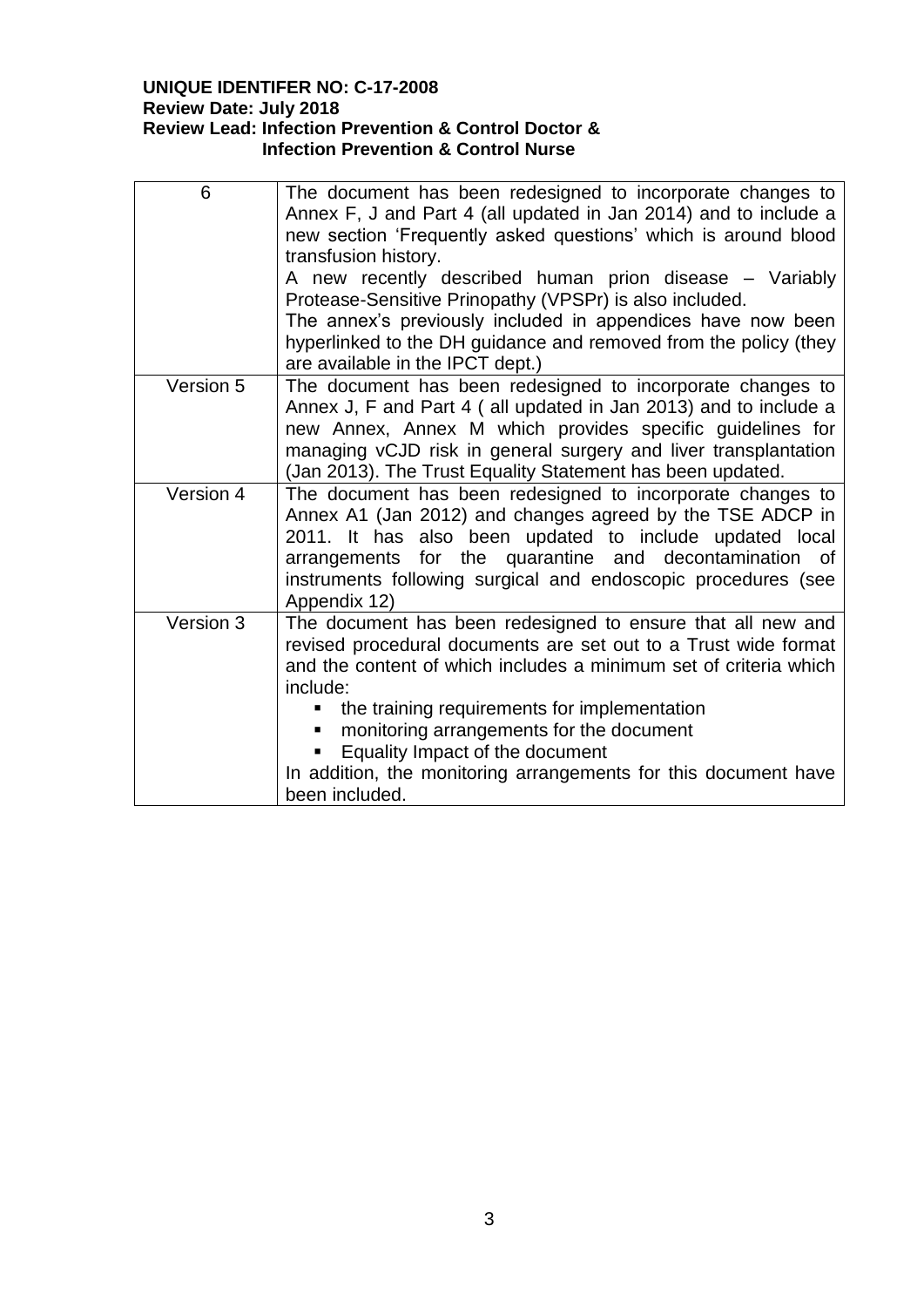| 6 | The document has been redesigned to incorporate changes to Annex F, J and Part 4 (all updated in Jan 2014) and to include a new section 'Frequently asked questions' which is around blood transfusion history.<br>A new recently described human prion disease – Variably Protease-Sensitive Prinopathy (VPSPr) is also included.<br>The annex's previously included in appendices have now been hyperlinked to the DH guidance and removed from the policy (they are available in the IPCT dept.) |
|---|---|
| Version 5 | The document has been redesigned to incorporate changes to Annex J, F and Part 4 ( all updated in Jan 2013) and to include a new Annex, Annex M which provides specific guidelines for managing vCJD risk in general surgery and liver transplantation (Jan 2013). The Trust Equality Statement has been updated. |
| Version 4 | The document has been redesigned to incorporate changes to Annex A1 (Jan 2012) and changes agreed by the TSE ADCP in 2011. It has also been updated to include updated local arrangements for the quarantine and decontamination of instruments following surgical and endoscopic procedures (see Appendix 12) |
| Version 3 | The document has been redesigned to ensure that all new and revised procedural documents are set out to a Trust wide format and the content of which includes a minimum set of criteria which include:<br>▪ the training requirements for implementation<br>▪ monitoring arrangements for the document<br>▪ Equality Impact of the document<br>In addition, the monitoring arrangements for this document have been included. |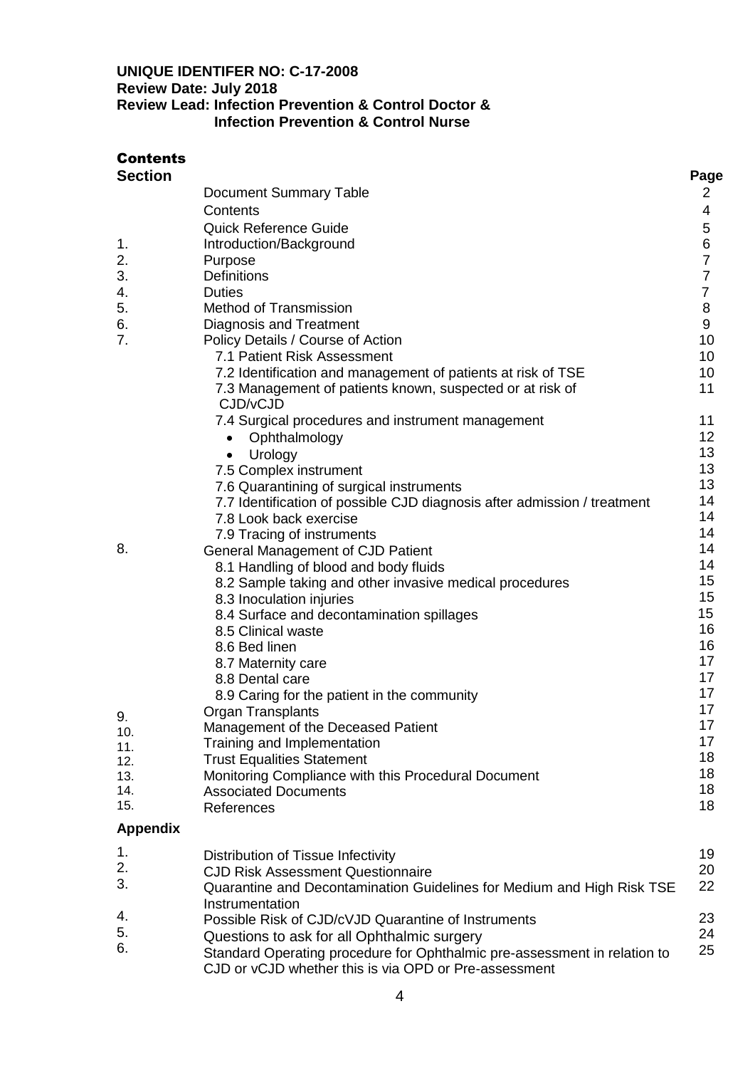**UNIQUE IDENTIFER NO: C-17-2008**
**Review Date: July 2018**
**Review Lead: Infection Prevention & Control Doctor & Infection Prevention & Control Nurse**

# Contents

| Section | | Page |
|---|---|---|
| | Document Summary Table | 2 |
| | Contents | 4 |
| | Quick Reference Guide | 5 |
| 1. | Introduction/Background | 6 |
| 2. | Purpose | 7 |
| 3. | Definitions | 7 |
| 4. | Duties | 7 |
| 5. | Method of Transmission | 8 |
| 6. | Diagnosis and Treatment | 9 |
| 7. | Policy Details / Course of Action | 10 |
| | 7.1 Patient Risk Assessment | 10 |
| | 7.2 Identification and management of patients at risk of TSE | 10 |
| | 7.3 Management of patients known, suspected or at risk of CJD/vCJD | 11 |
| | 7.4 Surgical procedures and instrument management | 11 |
| | • Ophthalmology | 12 |
| | • Urology | 13 |
| | 7.5 Complex instrument | 13 |
| | 7.6 Quarantining of surgical instruments | 13 |
| | 7.7 Identification of possible CJD diagnosis after admission / treatment | 14 |
| | 7.8 Look back exercise | 14 |
| | 7.9 Tracing of instruments | 14 |
| 8. | General Management of CJD Patient | 14 |
| | 8.1 Handling of blood and body fluids | 14 |
| | 8.2 Sample taking and other invasive medical procedures | 15 |
| | 8.3 Inoculation injuries | 15 |
| | 8.4 Surface and decontamination spillages | 15 |
| | 8.5 Clinical waste | 16 |
| | 8.6 Bed linen | 16 |
| | 8.7 Maternity care | 17 |
| | 8.8 Dental care | 17 |
| | 8.9 Caring for the patient in the community | 17 |
| 9. | Organ Transplants | 17 |
| 10. | Management of the Deceased Patient | 17 |
| 11. | Training and Implementation | 17 |
| 12. | Trust Equalities Statement | 18 |
| 13. | Monitoring Compliance with this Procedural Document | 18 |
| 14. | Associated Documents | 18 |
| 15. | References | 18 |
| **Appendix** | | |
| 1. | Distribution of Tissue Infectivity | 19 |
| 2. | CJD Risk Assessment Questionnaire | 20 |
| 3. | Quarantine and Decontamination Guidelines for Medium and High Risk TSE Instrumentation | 22 |
| 4. | Possible Risk of CJD/cVJD Quarantine of Instruments | 23 |
| 5. | Questions to ask for all Ophthalmic surgery | 24 |
| 6. | Standard Operating procedure for Ophthalmic pre-assessment in relation to CJD or vCJD whether this is via OPD or Pre-assessment | 25 |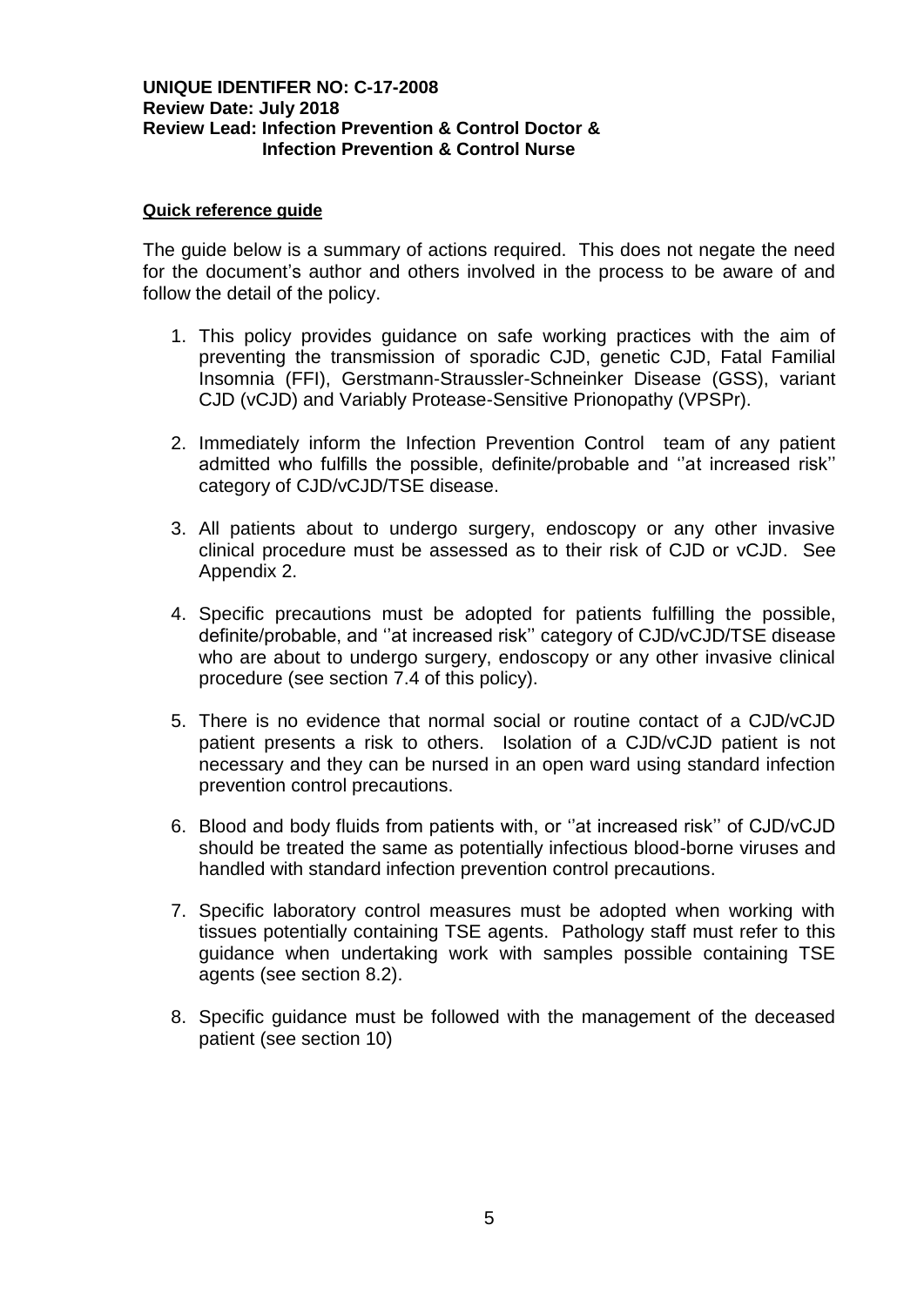**UNIQUE IDENTIFER NO: C-17-2008**
**Review Date: July 2018**
**Review Lead: Infection Prevention & Control Doctor & Infection Prevention & Control Nurse**

**Quick reference guide**

The guide below is a summary of actions required. This does not negate the need for the document's author and others involved in the process to be aware of and follow the detail of the policy.

1. This policy provides guidance on safe working practices with the aim of preventing the transmission of sporadic CJD, genetic CJD, Fatal Familial Insomnia (FFI), Gerstmann-Straussler-Schneinker Disease (GSS), variant CJD (vCJD) and Variably Protease-Sensitive Prionopathy (VPSPr).

2. Immediately inform the Infection Prevention Control team of any patient admitted who fulfills the possible, definite/probable and ''at increased risk'' category of CJD/vCJD/TSE disease.

3. All patients about to undergo surgery, endoscopy or any other invasive clinical procedure must be assessed as to their risk of CJD or vCJD. See Appendix 2.

4. Specific precautions must be adopted for patients fulfilling the possible, definite/probable, and ''at increased risk'' category of CJD/vCJD/TSE disease who are about to undergo surgery, endoscopy or any other invasive clinical procedure (see section 7.4 of this policy).

5. There is no evidence that normal social or routine contact of a CJD/vCJD patient presents a risk to others. Isolation of a CJD/vCJD patient is not necessary and they can be nursed in an open ward using standard infection prevention control precautions.

6. Blood and body fluids from patients with, or ''at increased risk'' of CJD/vCJD should be treated the same as potentially infectious blood-borne viruses and handled with standard infection prevention control precautions.

7. Specific laboratory control measures must be adopted when working with tissues potentially containing TSE agents. Pathology staff must refer to this guidance when undertaking work with samples possible containing TSE agents (see section 8.2).

8. Specific guidance must be followed with the management of the deceased patient (see section 10)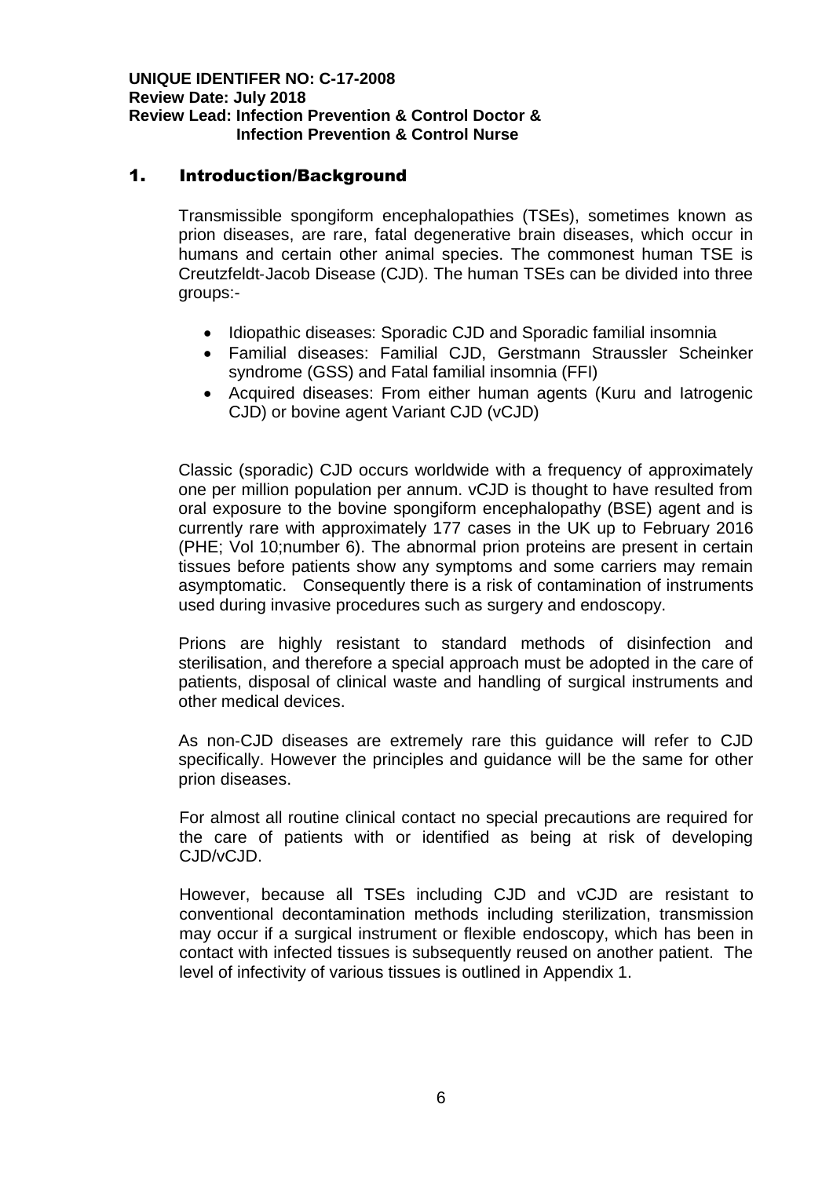**UNIQUE IDENTIFER NO: C-17-2008**
**Review Date: July 2018**
**Review Lead: Infection Prevention & Control Doctor & Infection Prevention & Control Nurse**

## 1. Introduction/Background

Transmissible spongiform encephalopathies (TSEs), sometimes known as prion diseases, are rare, fatal degenerative brain diseases, which occur in humans and certain other animal species. The commonest human TSE is Creutzfeldt-Jacob Disease (CJD). The human TSEs can be divided into three groups:-

- Idiopathic diseases: Sporadic CJD and Sporadic familial insomnia
- Familial diseases: Familial CJD, Gerstmann Straussler Scheinker syndrome (GSS) and Fatal familial insomnia (FFI)
- Acquired diseases: From either human agents (Kuru and Iatrogenic CJD) or bovine agent Variant CJD (vCJD)

Classic (sporadic) CJD occurs worldwide with a frequency of approximately one per million population per annum. vCJD is thought to have resulted from oral exposure to the bovine spongiform encephalopathy (BSE) agent and is currently rare with approximately 177 cases in the UK up to February 2016 (PHE; Vol 10;number 6). The abnormal prion proteins are present in certain tissues before patients show any symptoms and some carriers may remain asymptomatic. Consequently there is a risk of contamination of instruments used during invasive procedures such as surgery and endoscopy.

Prions are highly resistant to standard methods of disinfection and sterilisation, and therefore a special approach must be adopted in the care of patients, disposal of clinical waste and handling of surgical instruments and other medical devices.

As non-CJD diseases are extremely rare this guidance will refer to CJD specifically. However the principles and guidance will be the same for other prion diseases.

For almost all routine clinical contact no special precautions are required for the care of patients with or identified as being at risk of developing CJD/vCJD.

However, because all TSEs including CJD and vCJD are resistant to conventional decontamination methods including sterilization, transmission may occur if a surgical instrument or flexible endoscopy, which has been in contact with infected tissues is subsequently reused on another patient. The level of infectivity of various tissues is outlined in Appendix 1.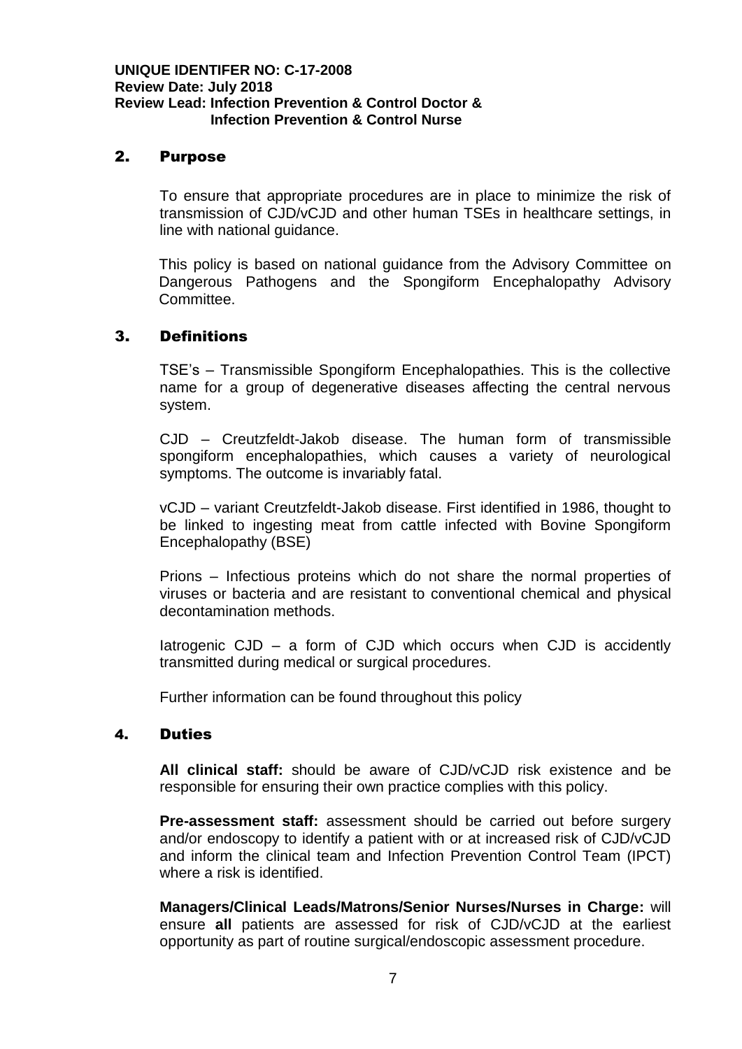## 2. Purpose

To ensure that appropriate procedures are in place to minimize the risk of transmission of CJD/vCJD and other human TSEs in healthcare settings, in line with national guidance.

This policy is based on national guidance from the Advisory Committee on Dangerous Pathogens and the Spongiform Encephalopathy Advisory Committee.

## 3. Definitions

TSE's – Transmissible Spongiform Encephalopathies. This is the collective name for a group of degenerative diseases affecting the central nervous system.

CJD – Creutzfeldt-Jakob disease. The human form of transmissible spongiform encephalopathies, which causes a variety of neurological symptoms. The outcome is invariably fatal.

vCJD – variant Creutzfeldt-Jakob disease. First identified in 1986, thought to be linked to ingesting meat from cattle infected with Bovine Spongiform Encephalopathy (BSE)

Prions – Infectious proteins which do not share the normal properties of viruses or bacteria and are resistant to conventional chemical and physical decontamination methods.

Iatrogenic CJD – a form of CJD which occurs when CJD is accidently transmitted during medical or surgical procedures.

Further information can be found throughout this policy

## 4. Duties

**All clinical staff:** should be aware of CJD/vCJD risk existence and be responsible for ensuring their own practice complies with this policy.

**Pre-assessment staff:** assessment should be carried out before surgery and/or endoscopy to identify a patient with or at increased risk of CJD/vCJD and inform the clinical team and Infection Prevention Control Team (IPCT) where a risk is identified.

**Managers/Clinical Leads/Matrons/Senior Nurses/Nurses in Charge:** will ensure **all** patients are assessed for risk of CJD/vCJD at the earliest opportunity as part of routine surgical/endoscopic assessment procedure.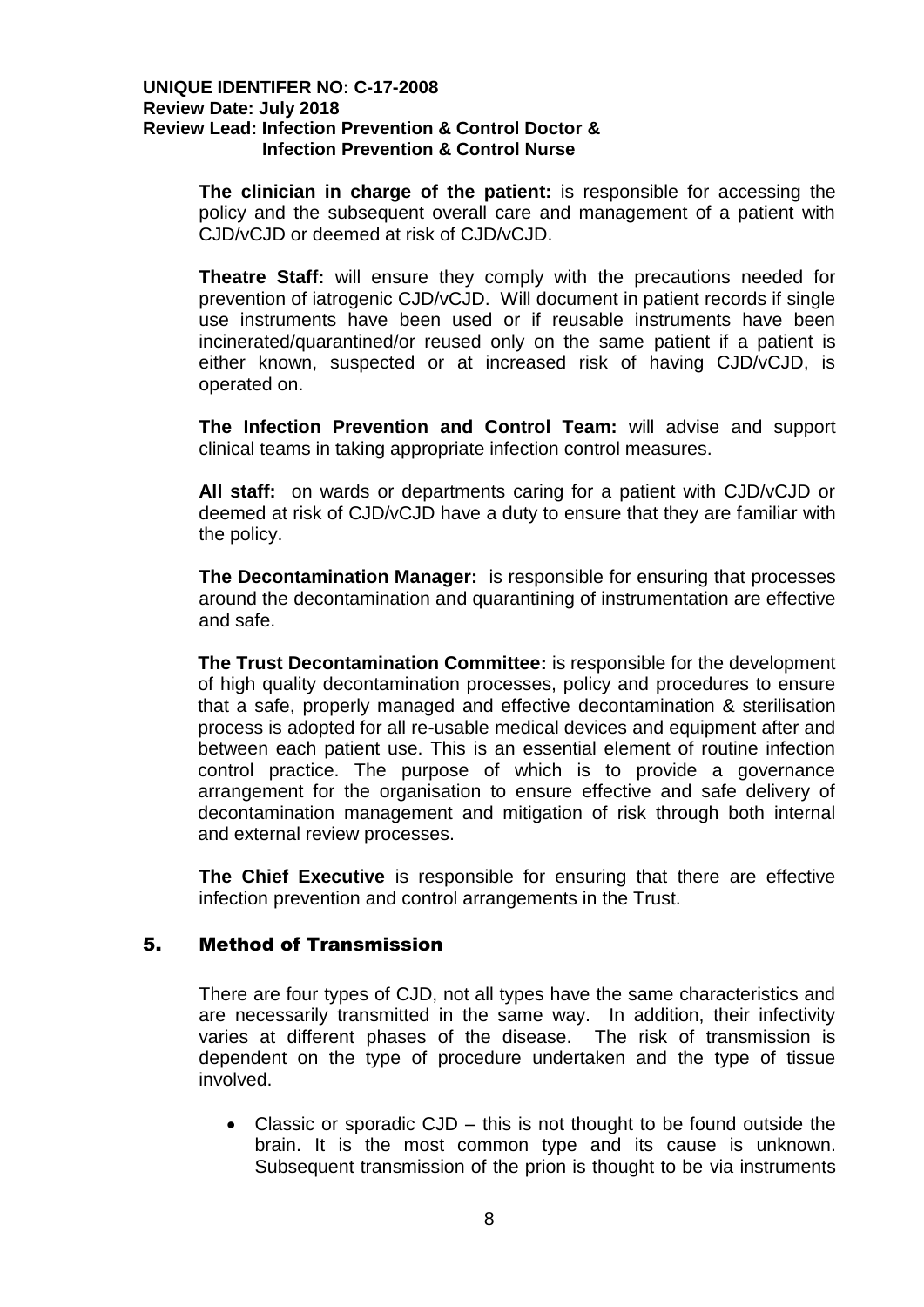**The clinician in charge of the patient:** is responsible for accessing the policy and the subsequent overall care and management of a patient with CJD/vCJD or deemed at risk of CJD/vCJD.

**Theatre Staff:** will ensure they comply with the precautions needed for prevention of iatrogenic CJD/vCJD. Will document in patient records if single use instruments have been used or if reusable instruments have been incinerated/quarantined/or reused only on the same patient if a patient is either known, suspected or at increased risk of having CJD/vCJD, is operated on.

**The Infection Prevention and Control Team:** will advise and support clinical teams in taking appropriate infection control measures.

**All staff:** on wards or departments caring for a patient with CJD/vCJD or deemed at risk of CJD/vCJD have a duty to ensure that they are familiar with the policy.

**The Decontamination Manager:** is responsible for ensuring that processes around the decontamination and quarantining of instrumentation are effective and safe.

**The Trust Decontamination Committee:** is responsible for the development of high quality decontamination processes, policy and procedures to ensure that a safe, properly managed and effective decontamination & sterilisation process is adopted for all re-usable medical devices and equipment after and between each patient use. This is an essential element of routine infection control practice. The purpose of which is to provide a governance arrangement for the organisation to ensure effective and safe delivery of decontamination management and mitigation of risk through both internal and external review processes.

**The Chief Executive** is responsible for ensuring that there are effective infection prevention and control arrangements in the Trust.

## 5. Method of Transmission

There are four types of CJD, not all types have the same characteristics and are necessarily transmitted in the same way. In addition, their infectivity varies at different phases of the disease. The risk of transmission is dependent on the type of procedure undertaken and the type of tissue involved.

- Classic or sporadic CJD – this is not thought to be found outside the brain. It is the most common type and its cause is unknown. Subsequent transmission of the prion is thought to be via instruments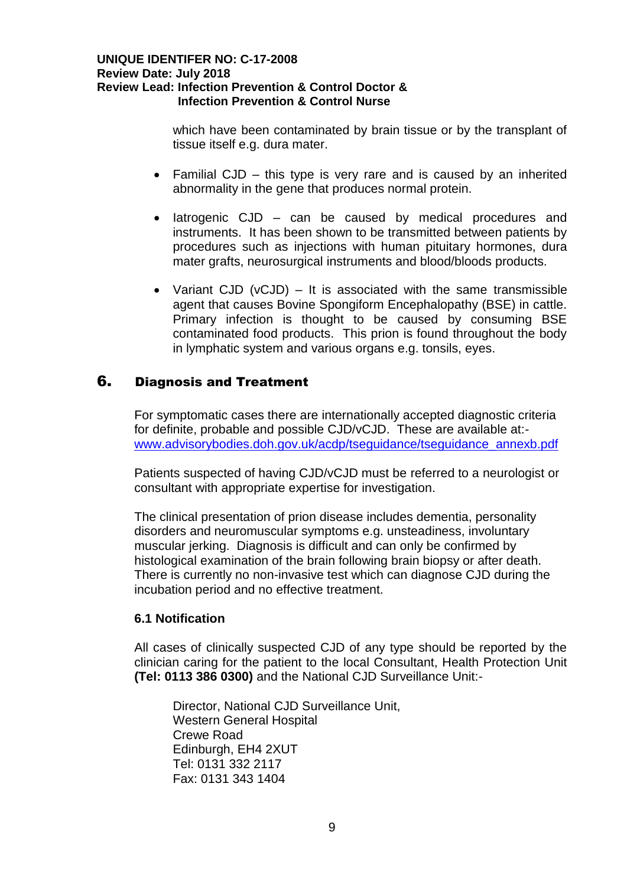which have been contaminated by brain tissue or by the transplant of tissue itself e.g. dura mater.

- Familial CJD – this type is very rare and is caused by an inherited abnormality in the gene that produces normal protein.
- Iatrogenic CJD – can be caused by medical procedures and instruments. It has been shown to be transmitted between patients by procedures such as injections with human pituitary hormones, dura mater grafts, neurosurgical instruments and blood/bloods products.
- Variant CJD (vCJD) – It is associated with the same transmissible agent that causes Bovine Spongiform Encephalopathy (BSE) in cattle. Primary infection is thought to be caused by consuming BSE contaminated food products. This prion is found throughout the body in lymphatic system and various organs e.g. tonsils, eyes.

## 6. Diagnosis and Treatment

For symptomatic cases there are internationally accepted diagnostic criteria for definite, probable and possible CJD/vCJD. These are available at:- [www.advisorybodies.doh.gov.uk/acdp/tseguidance/tseguidance_annexb.pdf](www.advisorybodies.doh.gov.uk/acdp/tseguidance/tseguidance_annexb.pdf)

Patients suspected of having CJD/vCJD must be referred to a neurologist or consultant with appropriate expertise for investigation.

The clinical presentation of prion disease includes dementia, personality disorders and neuromuscular symptoms e.g. unsteadiness, involuntary muscular jerking. Diagnosis is difficult and can only be confirmed by histological examination of the brain following brain biopsy or after death. There is currently no non-invasive test which can diagnose CJD during the incubation period and no effective treatment.

### 6.1 Notification

All cases of clinically suspected CJD of any type should be reported by the clinician caring for the patient to the local Consultant, Health Protection Unit **(Tel: 0113 386 0300)** and the National CJD Surveillance Unit:-

Director, National CJD Surveillance Unit,
Western General Hospital
Crewe Road
Edinburgh, EH4 2XUT
Tel: 0131 332 2117
Fax: 0131 343 1404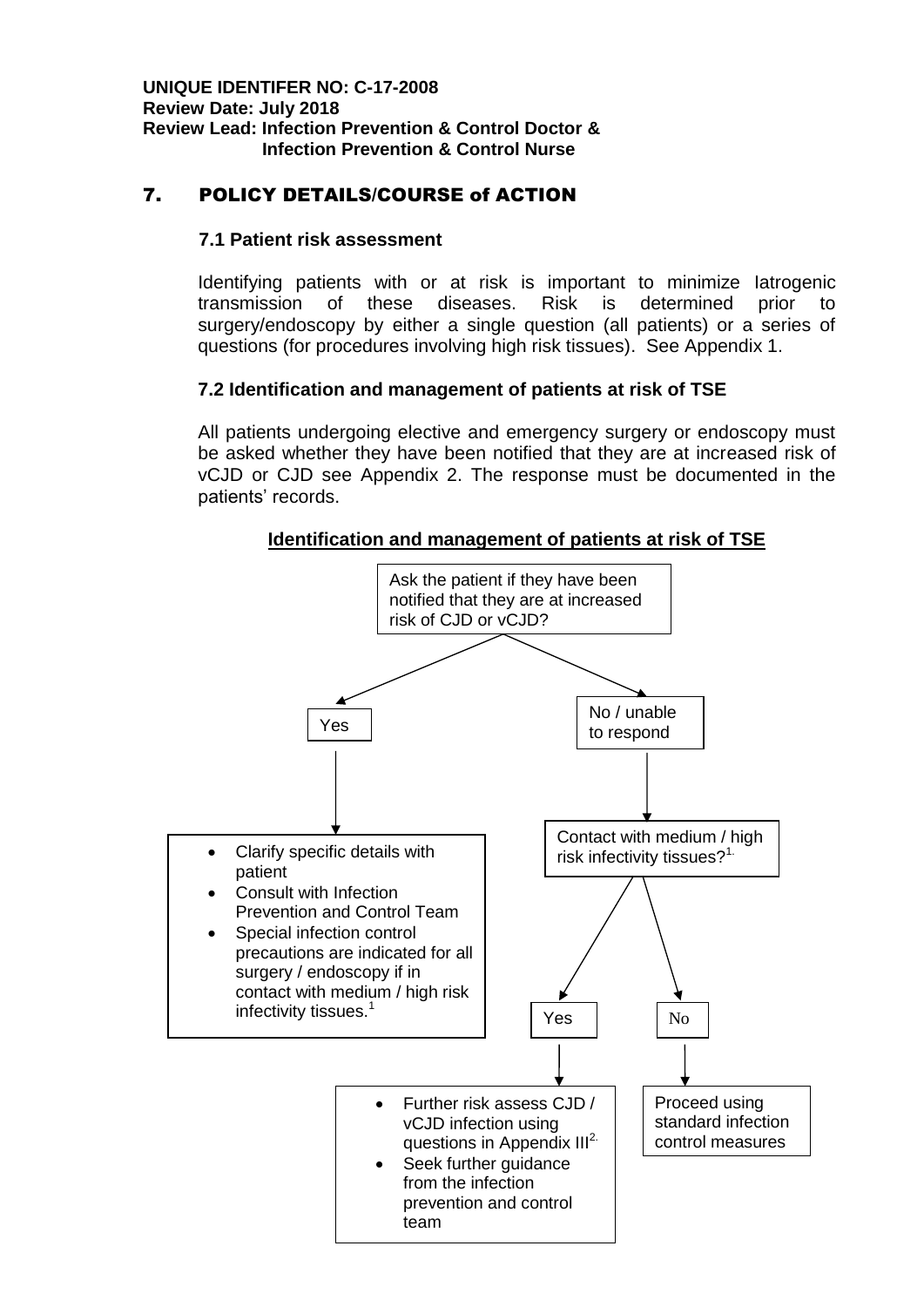**UNIQUE IDENTIFER NO: C-17-2008**
**Review Date: July 2018**
**Review Lead: Infection Prevention & Control Doctor & Infection Prevention & Control Nurse**

## 7. POLICY DETAILS/COURSE of ACTION

### 7.1 Patient risk assessment

Identifying patients with or at risk is important to minimize Iatrogenic transmission of these diseases. Risk is determined prior to surgery/endoscopy by either a single question (all patients) or a series of questions (for procedures involving high risk tissues). See Appendix 1.

### 7.2 Identification and management of patients at risk of TSE

All patients undergoing elective and emergency surgery or endoscopy must be asked whether they have been notified that they are at increased risk of vCJD or CJD see Appendix 2. The response must be documented in the patients' records.

**Identification and management of patients at risk of TSE**

Ask the patient if they have been notified that they are at increased risk of CJD or vCJD?

- **Yes**
  - Clarify specific details with patient
  - Consult with Infection Prevention and Control Team
  - Special infection control precautions are indicated for all surgery / endoscopy if in contact with medium / high risk infectivity tissues.[1]
- **No / unable to respond**
  - Contact with medium / high risk infectivity tissues?[1.]
    - **Yes**
      - Further risk assess CJD / vCJD infection using questions in Appendix III[2.]
      - Seek further guidance from the infection prevention and control team
    - **No**
      - Proceed using standard infection control measures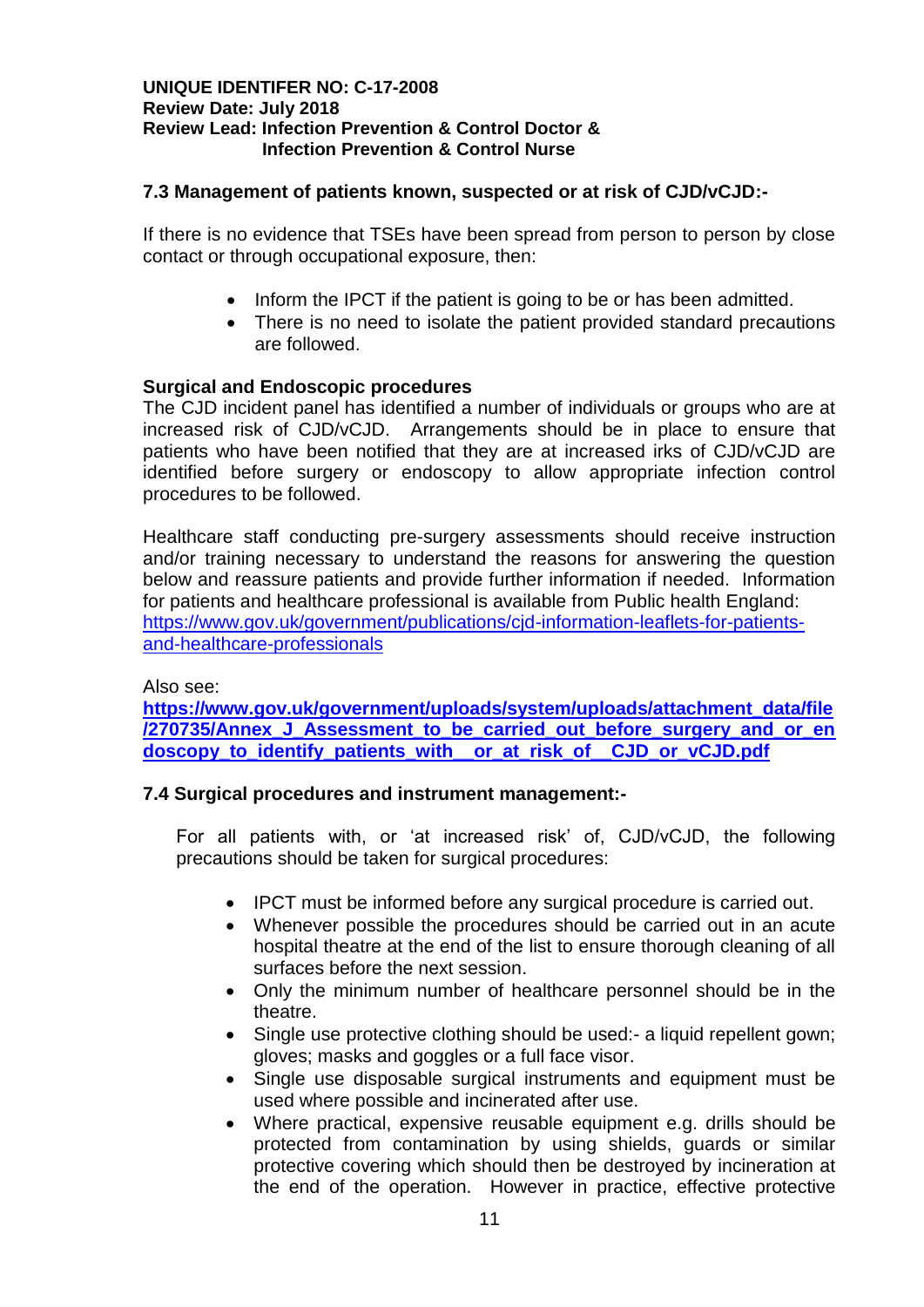### 7.3 Management of patients known, suspected or at risk of CJD/vCJD:-

If there is no evidence that TSEs have been spread from person to person by close contact or through occupational exposure, then:

- Inform the IPCT if the patient is going to be or has been admitted.
- There is no need to isolate the patient provided standard precautions are followed.

**Surgical and Endoscopic procedures**

The CJD incident panel has identified a number of individuals or groups who are at increased risk of CJD/vCJD. Arrangements should be in place to ensure that patients who have been notified that they are at increased irks of CJD/vCJD are identified before surgery or endoscopy to allow appropriate infection control procedures to be followed.

Healthcare staff conducting pre-surgery assessments should receive instruction and/or training necessary to understand the reasons for answering the question below and reassure patients and provide further information if needed. Information for patients and healthcare professional is available from Public health England: https://www.gov.uk/government/publications/cjd-information-leaflets-for-patients-and-healthcare-professionals

Also see:

**https://www.gov.uk/government/uploads/system/uploads/attachment_data/file/270735/Annex_J_Assessment_to_be_carried_out_before_surgery_and_or_endoscopy_to_identify_patients_with__or_at_risk_of__CJD_or_vCJD.pdf**

### 7.4 Surgical procedures and instrument management:-

For all patients with, or 'at increased risk' of, CJD/vCJD, the following precautions should be taken for surgical procedures:

- IPCT must be informed before any surgical procedure is carried out.
- Whenever possible the procedures should be carried out in an acute hospital theatre at the end of the list to ensure thorough cleaning of all surfaces before the next session.
- Only the minimum number of healthcare personnel should be in the theatre.
- Single use protective clothing should be used:- a liquid repellent gown; gloves; masks and goggles or a full face visor.
- Single use disposable surgical instruments and equipment must be used where possible and incinerated after use.
- Where practical, expensive reusable equipment e.g. drills should be protected from contamination by using shields, guards or similar protective covering which should then be destroyed by incineration at the end of the operation. However in practice, effective protective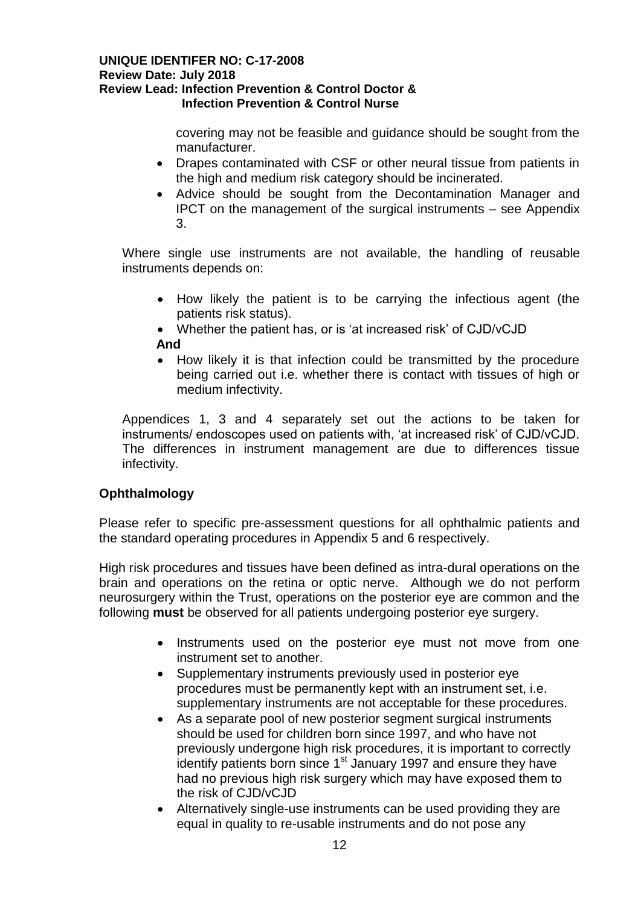covering may not be feasible and guidance should be sought from the manufacturer.

- Drapes contaminated with CSF or other neural tissue from patients in the high and medium risk category should be incinerated.
- Advice should be sought from the Decontamination Manager and IPCT on the management of the surgical instruments – see Appendix 3.

Where single use instruments are not available, the handling of reusable instruments depends on:

- How likely the patient is to be carrying the infectious agent (the patients risk status).
- Whether the patient has, or is 'at increased risk' of CJD/vCJD

**And**

- How likely it is that infection could be transmitted by the procedure being carried out i.e. whether there is contact with tissues of high or medium infectivity.

Appendices 1, 3 and 4 separately set out the actions to be taken for instruments/ endoscopes used on patients with, 'at increased risk' of CJD/vCJD. The differences in instrument management are due to differences tissue infectivity.

**Ophthalmology**

Please refer to specific pre-assessment questions for all ophthalmic patients and the standard operating procedures in Appendix 5 and 6 respectively.

High risk procedures and tissues have been defined as intra-dural operations on the brain and operations on the retina or optic nerve. Although we do not perform neurosurgery within the Trust, operations on the posterior eye are common and the following **must** be observed for all patients undergoing posterior eye surgery.

- Instruments used on the posterior eye must not move from one instrument set to another.
- Supplementary instruments previously used in posterior eye procedures must be permanently kept with an instrument set, i.e. supplementary instruments are not acceptable for these procedures.
- As a separate pool of new posterior segment surgical instruments should be used for children born since 1997, and who have not previously undergone high risk procedures, it is important to correctly identify patients born since 1st January 1997 and ensure they have had no previous high risk surgery which may have exposed them to the risk of CJD/vCJD
- Alternatively single-use instruments can be used providing they are equal in quality to re-usable instruments and do not pose any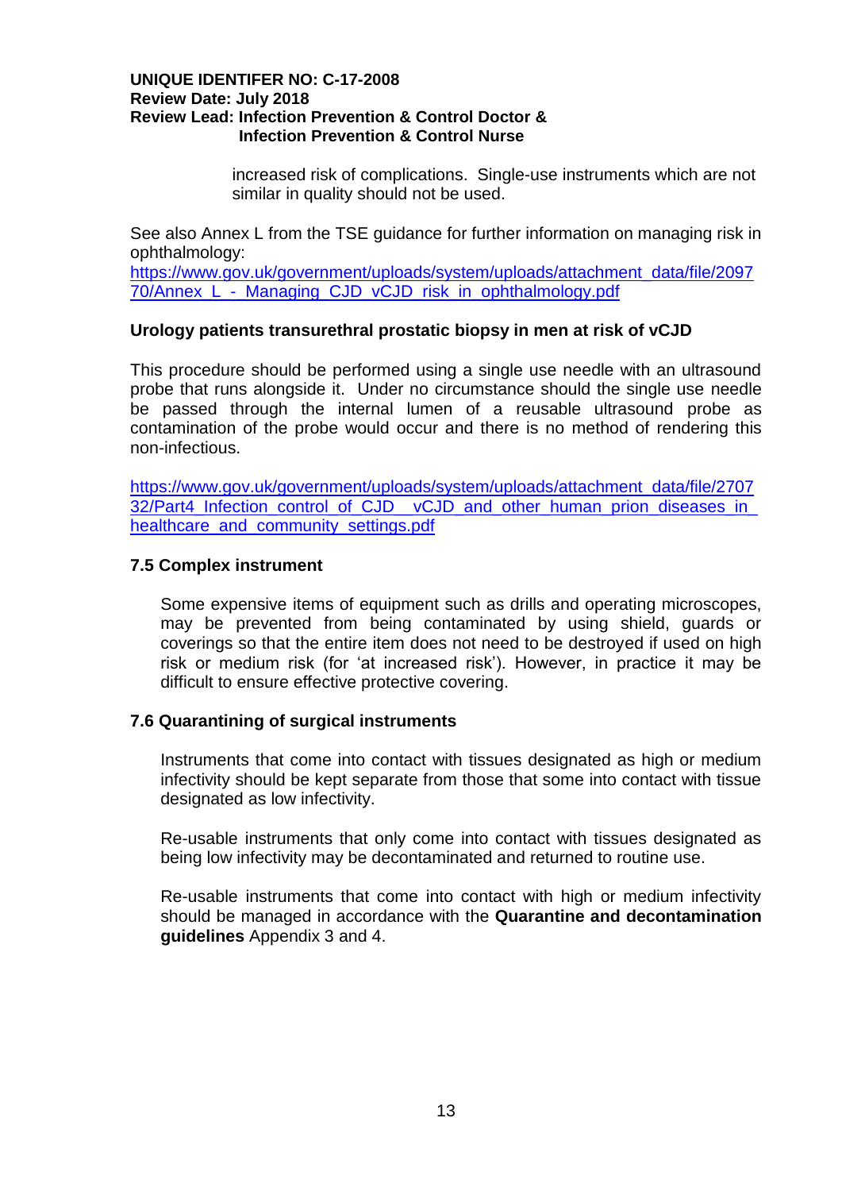increased risk of complications. Single-use instruments which are not similar in quality should not be used.

See also Annex L from the TSE guidance for further information on managing risk in ophthalmology:
https://www.gov.uk/government/uploads/system/uploads/attachment_data/file/209770/Annex_L_-_Managing_CJD_vCJD_risk_in_ophthalmology.pdf

**Urology patients transurethral prostatic biopsy in men at risk of vCJD**

This procedure should be performed using a single use needle with an ultrasound probe that runs alongside it. Under no circumstance should the single use needle be passed through the internal lumen of a reusable ultrasound probe as contamination of the probe would occur and there is no method of rendering this non-infectious.

https://www.gov.uk/government/uploads/system/uploads/attachment_data/file/270732/Part4_Infection_control_of_CJD__vCJD_and_other_human_prion_diseases_in_healthcare_and_community_settings.pdf

### 7.5 Complex instrument

Some expensive items of equipment such as drills and operating microscopes, may be prevented from being contaminated by using shield, guards or coverings so that the entire item does not need to be destroyed if used on high risk or medium risk (for 'at increased risk'). However, in practice it may be difficult to ensure effective protective covering.

### 7.6 Quarantining of surgical instruments

Instruments that come into contact with tissues designated as high or medium infectivity should be kept separate from those that some into contact with tissue designated as low infectivity.

Re-usable instruments that only come into contact with tissues designated as being low infectivity may be decontaminated and returned to routine use.

Re-usable instruments that come into contact with high or medium infectivity should be managed in accordance with the **Quarantine and decontamination guidelines** Appendix 3 and 4.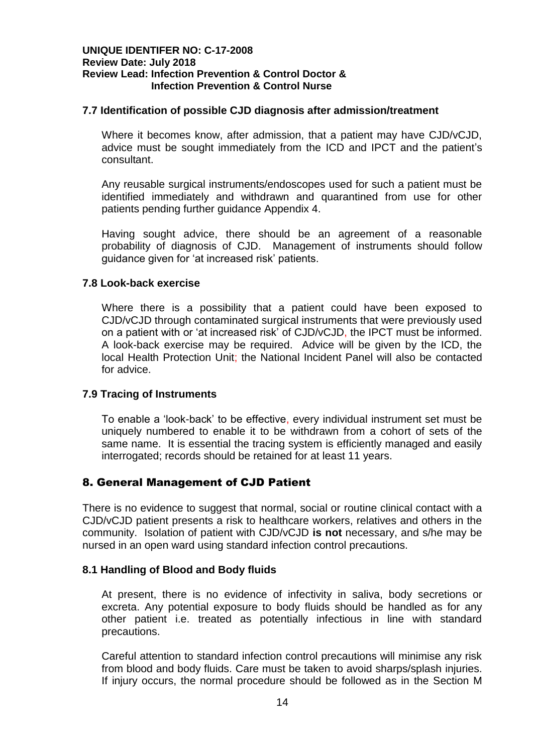### 7.7 Identification of possible CJD diagnosis after admission/treatment

Where it becomes know, after admission, that a patient may have CJD/vCJD, advice must be sought immediately from the ICD and IPCT and the patient's consultant.

Any reusable surgical instruments/endoscopes used for such a patient must be identified immediately and withdrawn and quarantined from use for other patients pending further guidance Appendix 4.

Having sought advice, there should be an agreement of a reasonable probability of diagnosis of CJD. Management of instruments should follow guidance given for 'at increased risk' patients.

### 7.8 Look-back exercise

Where there is a possibility that a patient could have been exposed to CJD/vCJD through contaminated surgical instruments that were previously used on a patient with or 'at increased risk' of CJD/vCJD, the IPCT must be informed. A look-back exercise may be required. Advice will be given by the ICD, the local Health Protection Unit; the National Incident Panel will also be contacted for advice.

### 7.9 Tracing of Instruments

To enable a 'look-back' to be effective, every individual instrument set must be uniquely numbered to enable it to be withdrawn from a cohort of sets of the same name. It is essential the tracing system is efficiently managed and easily interrogated; records should be retained for at least 11 years.

## 8. General Management of CJD Patient

There is no evidence to suggest that normal, social or routine clinical contact with a CJD/vCJD patient presents a risk to healthcare workers, relatives and others in the community. Isolation of patient with CJD/vCJD **is not** necessary, and s/he may be nursed in an open ward using standard infection control precautions.

### 8.1 Handling of Blood and Body fluids

At present, there is no evidence of infectivity in saliva, body secretions or excreta. Any potential exposure to body fluids should be handled as for any other patient i.e. treated as potentially infectious in line with standard precautions.

Careful attention to standard infection control precautions will minimise any risk from blood and body fluids. Care must be taken to avoid sharps/splash injuries. If injury occurs, the normal procedure should be followed as in the Section M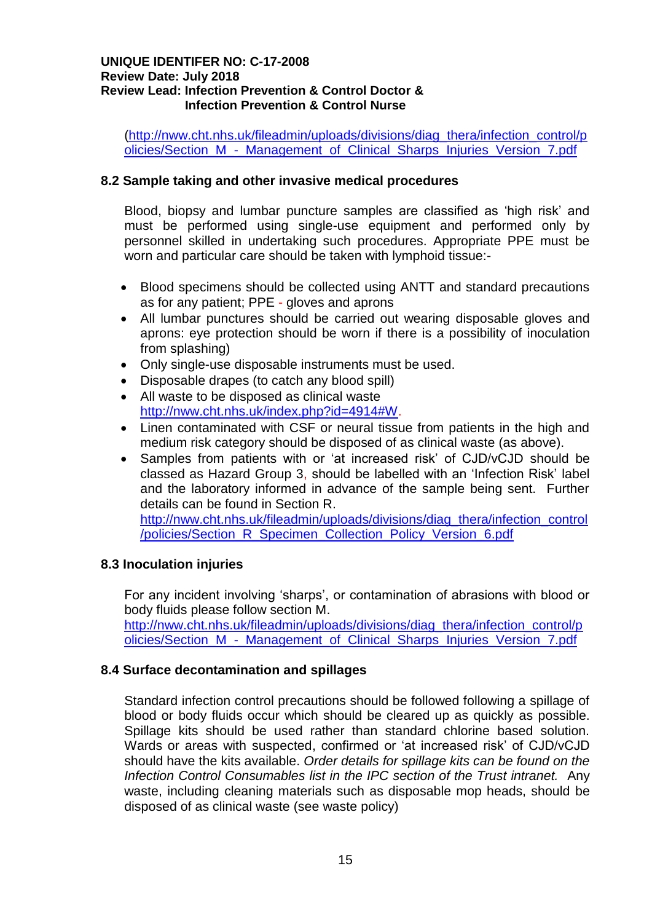(http://nww.cht.nhs.uk/fileadmin/uploads/divisions/diag_thera/infection_control/policies/Section_M_-_Management_of_Clinical_Sharps_Injuries_Version_7.pdf

### 8.2 Sample taking and other invasive medical procedures

Blood, biopsy and lumbar puncture samples are classified as 'high risk' and must be performed using single-use equipment and performed only by personnel skilled in undertaking such procedures. Appropriate PPE must be worn and particular care should be taken with lymphoid tissue:-

- Blood specimens should be collected using ANTT and standard precautions as for any patient; PPE - gloves and aprons
- All lumbar punctures should be carried out wearing disposable gloves and aprons: eye protection should be worn if there is a possibility of inoculation from splashing)
- Only single-use disposable instruments must be used.
- Disposable drapes (to catch any blood spill)
- All waste to be disposed as clinical waste http://nww.cht.nhs.uk/index.php?id=4914#W.
- Linen contaminated with CSF or neural tissue from patients in the high and medium risk category should be disposed of as clinical waste (as above).
- Samples from patients with or 'at increased risk' of CJD/vCJD should be classed as Hazard Group 3, should be labelled with an 'Infection Risk' label and the laboratory informed in advance of the sample being sent. Further details can be found in Section R. http://nww.cht.nhs.uk/fileadmin/uploads/divisions/diag_thera/infection_control/policies/Section_R_Specimen_Collection_Policy_Version_6.pdf

### 8.3 Inoculation injuries

For any incident involving 'sharps', or contamination of abrasions with blood or body fluids please follow section M. http://nww.cht.nhs.uk/fileadmin/uploads/divisions/diag_thera/infection_control/policies/Section_M_-_Management_of_Clinical_Sharps_Injuries_Version_7.pdf

### 8.4 Surface decontamination and spillages

Standard infection control precautions should be followed following a spillage of blood or body fluids occur which should be cleared up as quickly as possible. Spillage kits should be used rather than standard chlorine based solution. Wards or areas with suspected, confirmed or 'at increased risk' of CJD/vCJD should have the kits available. *Order details for spillage kits can be found on the Infection Control Consumables list in the IPC section of the Trust intranet.* Any waste, including cleaning materials such as disposable mop heads, should be disposed of as clinical waste (see waste policy)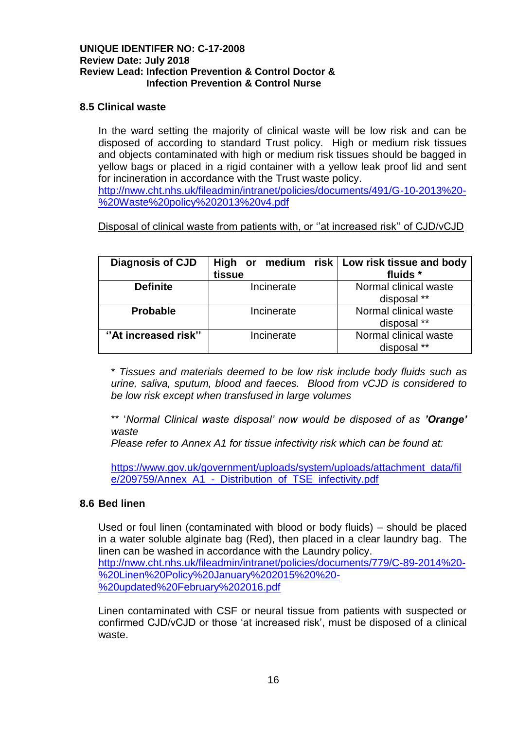UNIQUE IDENTIFER NO: C-17-2008
Review Date: July 2018
Review Lead: Infection Prevention & Control Doctor & Infection Prevention & Control Nurse

## 8.5 Clinical waste

In the ward setting the majority of clinical waste will be low risk and can be disposed of according to standard Trust policy. High or medium risk tissues and objects contaminated with high or medium risk tissues should be bagged in yellow bags or placed in a rigid container with a yellow leak proof lid and sent for incineration in accordance with the Trust waste policy.
http://nww.cht.nhs.uk/fileadmin/intranet/policies/documents/491/G-10-2013%20-%20Waste%20policy%202013%20v4.pdf

Disposal of clinical waste from patients with, or ''at increased risk'' of CJD/vCJD

| Diagnosis of CJD | High or medium risk tissue | Low risk tissue and body fluids * |
|---|---|---|
| **Definite** | Incinerate | Normal clinical waste disposal ** |
| **Probable** | Incinerate | Normal clinical waste disposal ** |
| **''At increased risk''** | Incinerate | Normal clinical waste disposal ** |

*\* Tissues and materials deemed to be low risk include body fluids such as urine, saliva, sputum, blood and faeces. Blood from vCJD is considered to be low risk except when transfused in large volumes*

*\*\* 'Normal Clinical waste disposal' now would be disposed of as **'Orange'** waste*
*Please refer to Annex A1 for tissue infectivity risk which can be found at:*

https://www.gov.uk/government/uploads/system/uploads/attachment_data/file/209759/Annex_A1_-_Distribution_of_TSE_infectivity.pdf

## 8.6 Bed linen

Used or foul linen (contaminated with blood or body fluids) – should be placed in a water soluble alginate bag (Red), then placed in a clear laundry bag. The linen can be washed in accordance with the Laundry policy.
http://nww.cht.nhs.uk/fileadmin/intranet/policies/documents/779/C-89-2014%20-%20Linen%20Policy%20January%202015%20%20-%20updated%20February%202016.pdf

Linen contaminated with CSF or neural tissue from patients with suspected or confirmed CJD/vCJD or those 'at increased risk', must be disposed of a clinical waste.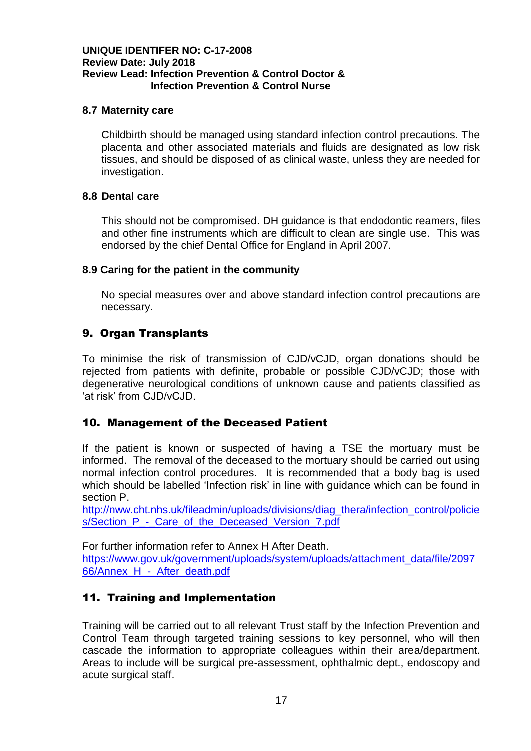### 8.7 Maternity care

Childbirth should be managed using standard infection control precautions. The placenta and other associated materials and fluids are designated as low risk tissues, and should be disposed of as clinical waste, unless they are needed for investigation.

### 8.8 Dental care

This should not be compromised. DH guidance is that endodontic reamers, files and other fine instruments which are difficult to clean are single use. This was endorsed by the chief Dental Office for England in April 2007.

### 8.9 Caring for the patient in the community

No special measures over and above standard infection control precautions are necessary.

## 9. Organ Transplants

To minimise the risk of transmission of CJD/vCJD, organ donations should be rejected from patients with definite, probable or possible CJD/vCJD; those with degenerative neurological conditions of unknown cause and patients classified as 'at risk' from CJD/vCJD.

## 10. Management of the Deceased Patient

If the patient is known or suspected of having a TSE the mortuary must be informed. The removal of the deceased to the mortuary should be carried out using normal infection control procedures. It is recommended that a body bag is used which should be labelled 'Infection risk' in line with guidance which can be found in section P.
[http://nww.cht.nhs.uk/fileadmin/uploads/divisions/diag_thera/infection_control/policies/Section_P_-_Care_of_the_Deceased_Version_7.pdf](http://nww.cht.nhs.uk/fileadmin/uploads/divisions/diag_thera/infection_control/policies/Section_P_-_Care_of_the_Deceased_Version_7.pdf)

For further information refer to Annex H After Death.
[https://www.gov.uk/government/uploads/system/uploads/attachment_data/file/209766/Annex_H_-_After_death.pdf](https://www.gov.uk/government/uploads/system/uploads/attachment_data/file/209766/Annex_H_-_After_death.pdf)

## 11. Training and Implementation

Training will be carried out to all relevant Trust staff by the Infection Prevention and Control Team through targeted training sessions to key personnel, who will then cascade the information to appropriate colleagues within their area/department. Areas to include will be surgical pre-assessment, ophthalmic dept., endoscopy and acute surgical staff.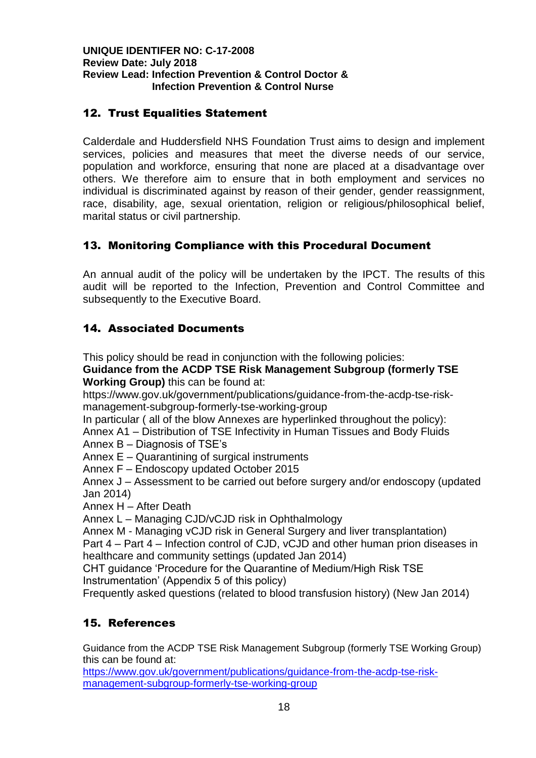## 12. Trust Equalities Statement

Calderdale and Huddersfield NHS Foundation Trust aims to design and implement services, policies and measures that meet the diverse needs of our service, population and workforce, ensuring that none are placed at a disadvantage over others. We therefore aim to ensure that in both employment and services no individual is discriminated against by reason of their gender, gender reassignment, race, disability, age, sexual orientation, religion or religious/philosophical belief, marital status or civil partnership.

## 13. Monitoring Compliance with this Procedural Document

An annual audit of the policy will be undertaken by the IPCT. The results of this audit will be reported to the Infection, Prevention and Control Committee and subsequently to the Executive Board.

## 14. Associated Documents

This policy should be read in conjunction with the following policies:
**Guidance from the ACDP TSE Risk Management Subgroup (formerly TSE Working Group)** this can be found at:
https://www.gov.uk/government/publications/guidance-from-the-acdp-tse-risk-management-subgroup-formerly-tse-working-group
In particular ( all of the blow Annexes are hyperlinked throughout the policy):
Annex A1 – Distribution of TSE Infectivity in Human Tissues and Body Fluids
Annex B – Diagnosis of TSE's
Annex E – Quarantining of surgical instruments
Annex F – Endoscopy updated October 2015
Annex J – Assessment to be carried out before surgery and/or endoscopy (updated Jan 2014)
Annex H – After Death
Annex L – Managing CJD/vCJD risk in Ophthalmology
Annex M - Managing vCJD risk in General Surgery and liver transplantation)
Part 4 – Part 4 – Infection control of CJD, vCJD and other human prion diseases in healthcare and community settings (updated Jan 2014)
CHT guidance 'Procedure for the Quarantine of Medium/High Risk TSE Instrumentation' (Appendix 5 of this policy)
Frequently asked questions (related to blood transfusion history) (New Jan 2014)

## 15. References

Guidance from the ACDP TSE Risk Management Subgroup (formerly TSE Working Group) this can be found at:
[https://www.gov.uk/government/publications/guidance-from-the-acdp-tse-risk-management-subgroup-formerly-tse-working-group](https://www.gov.uk/government/publications/guidance-from-the-acdp-tse-risk-management-subgroup-formerly-tse-working-group)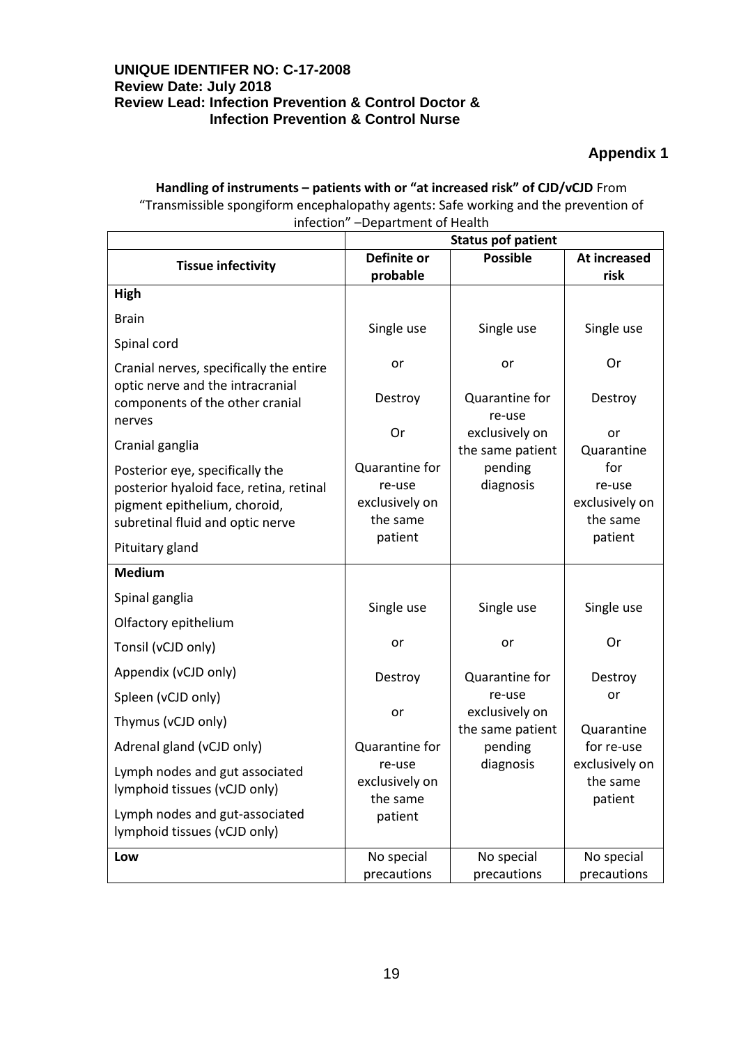**UNIQUE IDENTIFER NO: C-17-2008**
**Review Date: July 2018**
**Review Lead: Infection Prevention & Control Doctor & Infection Prevention & Control Nurse**

## Appendix 1

**Handling of instruments – patients with or "at increased risk" of CJD/vCJD** From "Transmissible spongiform encephalopathy agents: Safe working and the prevention of infection" –Department of Health

| | **Status pof patient** | | |
|---|---|---|---|
| **Tissue infectivity** | **Definite or probable** | **Possible** | **At increased risk** |
| **High**<br><br>Brain<br><br>Spinal cord<br><br>Cranial nerves, specifically the entire optic nerve and the intracranial components of the other cranial nerves<br><br>Cranial ganglia<br><br>Posterior eye, specifically the posterior hyaloid face, retina, retinal pigment epithelium, choroid, subretinal fluid and optic nerve<br><br>Pituitary gland | Single use<br><br>or<br><br>Destroy<br><br>Or<br><br>Quarantine for re-use exclusively on the same patient | Single use<br><br>or<br><br>Quarantine for re-use exclusively on the same patient pending diagnosis | Single use<br><br>Or<br><br>Destroy<br><br>or<br>Quarantine for re-use exclusively on the same patient |
| **Medium**<br><br>Spinal ganglia<br><br>Olfactory epithelium<br><br>Tonsil (vCJD only)<br><br>Appendix (vCJD only)<br><br>Spleen (vCJD only)<br><br>Thymus (vCJD only)<br><br>Adrenal gland (vCJD only)<br><br>Lymph nodes and gut associated lymphoid tissues (vCJD only)<br><br>Lymph nodes and gut-associated lymphoid tissues (vCJD only) | Single use<br><br>or<br><br>Destroy<br><br>or<br><br>Quarantine for re-use exclusively on the same patient | Single use<br><br>or<br><br>Quarantine for re-use exclusively on the same patient pending diagnosis | Single use<br><br>Or<br><br>Destroy<br>or<br><br>Quarantine for re-use exclusively on the same patient |
| **Low** | No special precautions | No special precautions | No special precautions |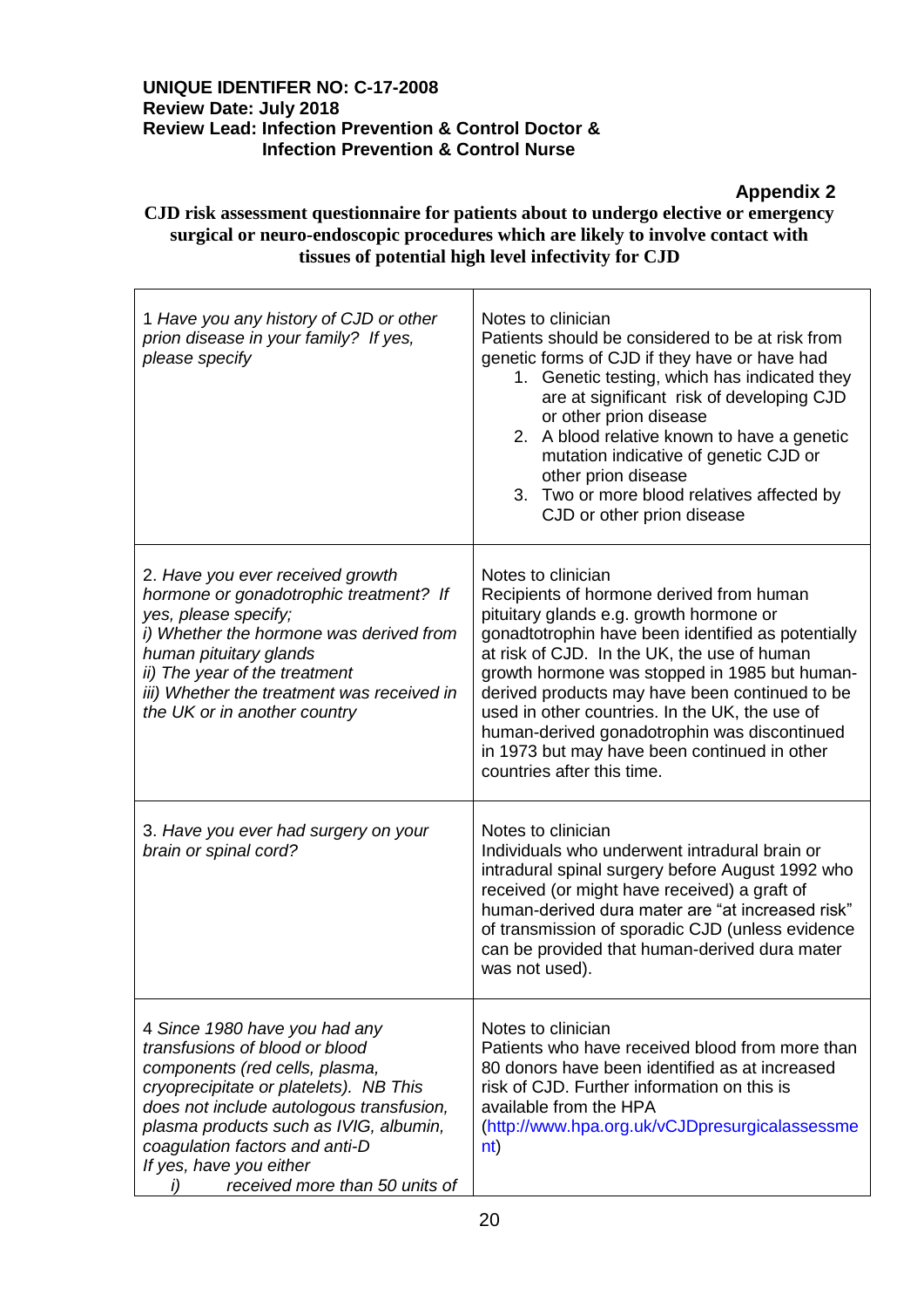**UNIQUE IDENTIFER NO: C-17-2008**
**Review Date: July 2018**
**Review Lead: Infection Prevention & Control Doctor & Infection Prevention & Control Nurse**

**Appendix 2**

**CJD risk assessment questionnaire for patients about to undergo elective or emergency surgical or neuro-endoscopic procedures which are likely to involve contact with tissues of potential high level infectivity for CJD**

| | |
|---|---|
| 1 *Have you any history of CJD or other prion disease in your family? If yes, please specify* | Notes to clinician<br>Patients should be considered to be at risk from genetic forms of CJD if they have or have had<br>1. Genetic testing, which has indicated they are at significant risk of developing CJD or other prion disease<br>2. A blood relative known to have a genetic mutation indicative of genetic CJD or other prion disease<br>3. Two or more blood relatives affected by CJD or other prion disease |
| 2. *Have you ever received growth hormone or gonadotrophic treatment? If yes, please specify;*<br>*i) Whether the hormone was derived from human pituitary glands*<br>*ii) The year of the treatment*<br>*iii) Whether the treatment was received in the UK or in another country* | Notes to clinician<br>Recipients of hormone derived from human pituitary glands e.g. growth hormone or gonadtotrophin have been identified as potentially at risk of CJD. In the UK, the use of human growth hormone was stopped in 1985 but human-derived products may have been continued to be used in other countries. In the UK, the use of human-derived gonadotrophin was discontinued in 1973 but may have been continued in other countries after this time. |
| 3. *Have you ever had surgery on your brain or spinal cord?* | Notes to clinician<br>Individuals who underwent intradural brain or intradural spinal surgery before August 1992 who received (or might have received) a graft of human-derived dura mater are "at increased risk" of transmission of sporadic CJD (unless evidence can be provided that human-derived dura mater was not used). |
| 4 *Since 1980 have you had any transfusions of blood or blood components (red cells, plasma, cryoprecipitate or platelets). NB This does not include autologous transfusion, plasma products such as IVIG, albumin, coagulation factors and anti-D*<br>*If yes, have you either*<br>*i) received more than 50 units of* | Notes to clinician<br>Patients who have received blood from more than 80 donors have been identified as at increased risk of CJD. Further information on this is available from the HPA (http://www.hpa.org.uk/vCJDpresurgicalassessment) |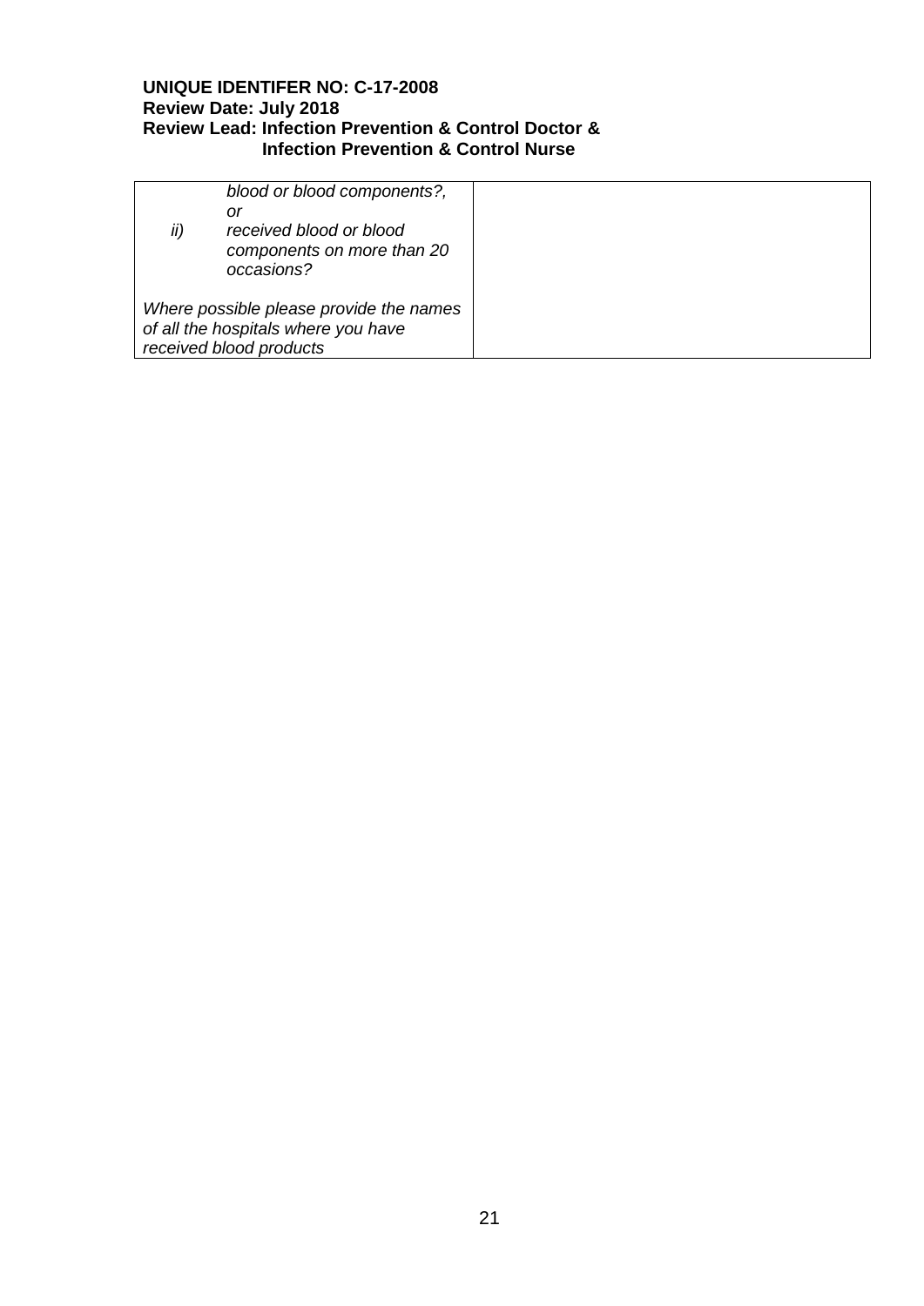| | |
|---|---|
| *blood or blood components?, or*<br>*ii) received blood or blood components on more than 20 occasions?*<br><br>*Where possible please provide the names of all the hospitals where you have received blood products* | |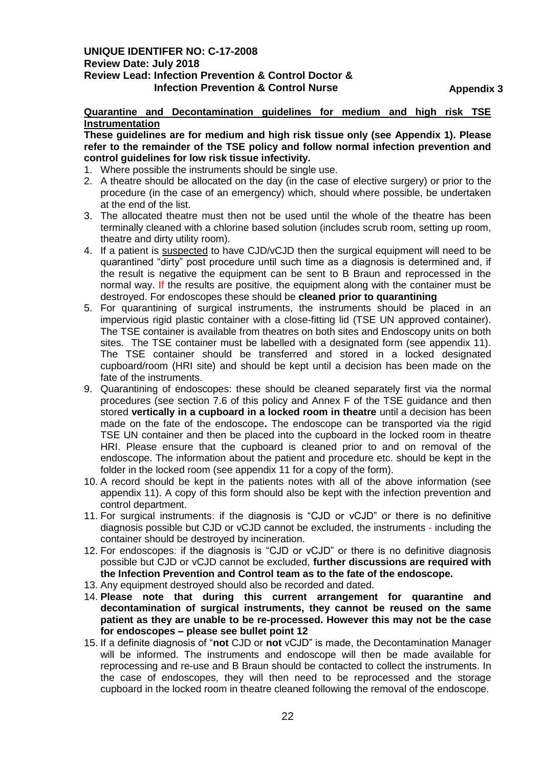**UNIQUE IDENTIFER NO: C-17-2008**
**Review Date: July 2018**
**Review Lead: Infection Prevention & Control Doctor & Infection Prevention & Control Nurse**

**Appendix 3**

**Quarantine and Decontamination guidelines for medium and high risk TSE Instrumentation**

**These guidelines are for medium and high risk tissue only (see Appendix 1). Please refer to the remainder of the TSE policy and follow normal infection prevention and control guidelines for low risk tissue infectivity.**

1. Where possible the instruments should be single use.
2. A theatre should be allocated on the day (in the case of elective surgery) or prior to the procedure (in the case of an emergency) which, should where possible, be undertaken at the end of the list.
3. The allocated theatre must then not be used until the whole of the theatre has been terminally cleaned with a chlorine based solution (includes scrub room, setting up room, theatre and dirty utility room).
4. If a patient is suspected to have CJD/vCJD then the surgical equipment will need to be quarantined "dirty" post procedure until such time as a diagnosis is determined and, if the result is negative the equipment can be sent to B Braun and reprocessed in the normal way. If the results are positive, the equipment along with the container must be destroyed. For endoscopes these should be **cleaned prior to quarantining**
5. For quarantining of surgical instruments, the instruments should be placed in an impervious rigid plastic container with a close-fitting lid (TSE UN approved container). The TSE container is available from theatres on both sites and Endoscopy units on both sites. The TSE container must be labelled with a designated form (see appendix 11). The TSE container should be transferred and stored in a locked designated cupboard/room (HRI site) and should be kept until a decision has been made on the fate of the instruments.
9. Quarantining of endoscopes: these should be cleaned separately first via the normal procedures (see section 7.6 of this policy and Annex F of the TSE guidance and then stored **vertically in a cupboard in a locked room in theatre** until a decision has been made on the fate of the endoscope**.** The endoscope can be transported via the rigid TSE UN container and then be placed into the cupboard in the locked room in theatre HRI. Please ensure that the cupboard is cleaned prior to and on removal of the endoscope. The information about the patient and procedure etc. should be kept in the folder in the locked room (see appendix 11 for a copy of the form).
10. A record should be kept in the patients notes with all of the above information (see appendix 11). A copy of this form should also be kept with the infection prevention and control department.
11. For surgical instruments: if the diagnosis is "CJD or vCJD" or there is no definitive diagnosis possible but CJD or vCJD cannot be excluded, the instruments - including the container should be destroyed by incineration.
12. For endoscopes: if the diagnosis is "CJD or vCJD" or there is no definitive diagnosis possible but CJD or vCJD cannot be excluded, **further discussions are required with the Infection Prevention and Control team as to the fate of the endoscope.**
13. Any equipment destroyed should also be recorded and dated.
14. **Please note that during this current arrangement for quarantine and decontamination of surgical instruments, they cannot be reused on the same patient as they are unable to be re-processed. However this may not be the case for endoscopes – please see bullet point 12**
15. If a definite diagnosis of "**not** CJD or **not** vCJD" is made, the Decontamination Manager will be informed. The instruments and endoscope will then be made available for reprocessing and re-use and B Braun should be contacted to collect the instruments. In the case of endoscopes, they will then need to be reprocessed and the storage cupboard in the locked room in theatre cleaned following the removal of the endoscope.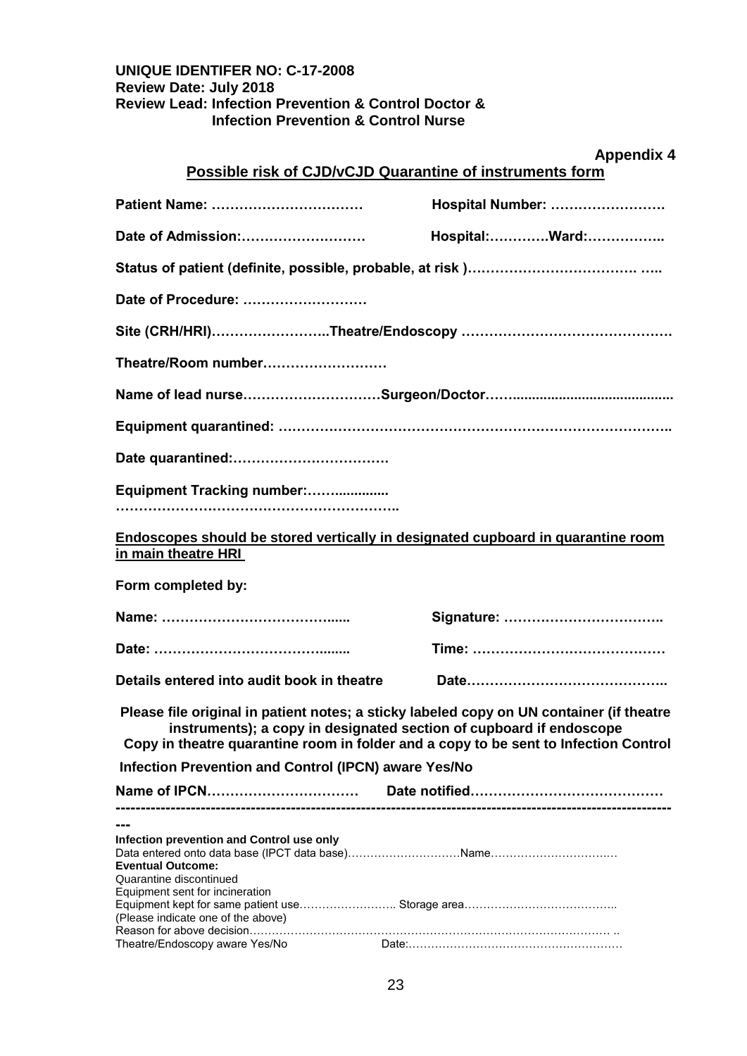**UNIQUE IDENTIFER NO: C-17-2008**
**Review Date: July 2018**
**Review Lead: Infection Prevention & Control Doctor & Infection Prevention & Control Nurse**

**Appendix 4**

## Possible risk of CJD/vCJD Quarantine of instruments form

**Patient Name: ……………………………** **Hospital Number: …………………….**

**Date of Admission:………………………** **Hospital:…………Ward:……………..**

**Status of patient (definite, possible, probable, at risk )………………………………. …..**

**Date of Procedure: ………………………**

**Site (CRH/HRI)……………………..Theatre/Endoscopy ………………………………………**

**Theatre/Room number………………………**

**Name of lead nurse…………………………Surgeon/Doctor……........................................**

**Equipment quarantined: ………………………………………………………………………..**

**Date quarantined:…………………………….**

**Equipment Tracking number:…….............**
**…………………………………………………..**

**Endoscopes should be stored vertically in designated cupboard in quarantine room in main theatre HRI**

**Form completed by:**

**Name: …………………………………......** **Signature: ……………………………..**

**Date: …………………………………........** **Time: ……………………………………**

**Details entered into audit book in theatre** **Date……………………………………..**

**Please file original in patient notes; a sticky labeled copy on UN container (if theatre instruments); a copy in designated section of cupboard if endoscope Copy in theatre quarantine room in folder and a copy to be sent to Infection Control**

**Infection Prevention and Control (IPCN) aware Yes/No**

**Name of IPCN………………………….** **Date notified……………………………………**

---

**Infection prevention and Control use only**
Data entered onto data base (IPCT data base)…………………………Name…………………………….
**Eventual Outcome:**
Quarantine discontinued
Equipment sent for incineration
Equipment kept for same patient use…………………….. Storage area…………………………………..
(Please indicate one of the above)
Reason for above decision…………………………………………………………………………………… ..
Theatre/Endoscopy aware Yes/No Date:…………………………………………………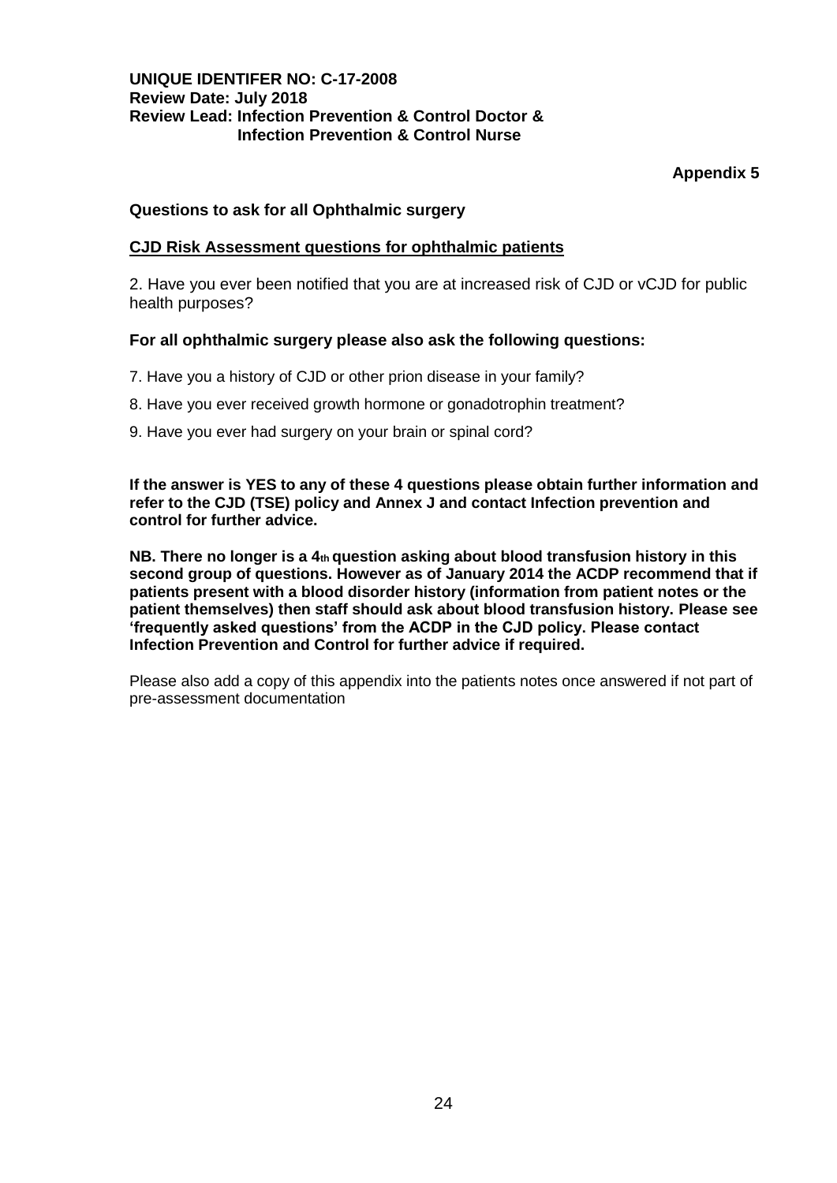**UNIQUE IDENTIFER NO: C-17-2008**
**Review Date: July 2018**
**Review Lead: Infection Prevention & Control Doctor & Infection Prevention & Control Nurse**

**Appendix 5**

**Questions to ask for all Ophthalmic surgery**

**CJD Risk Assessment questions for ophthalmic patients**

2. Have you ever been notified that you are at increased risk of CJD or vCJD for public health purposes?

**For all ophthalmic surgery please also ask the following questions:**

7. Have you a history of CJD or other prion disease in your family?

8. Have you ever received growth hormone or gonadotrophin treatment?

9. Have you ever had surgery on your brain or spinal cord?

**If the answer is YES to any of these 4 questions please obtain further information and refer to the CJD (TSE) policy and Annex J and contact Infection prevention and control for further advice.**

**NB. There no longer is a 4th question asking about blood transfusion history in this second group of questions. However as of January 2014 the ACDP recommend that if patients present with a blood disorder history (information from patient notes or the patient themselves) then staff should ask about blood transfusion history. Please see 'frequently asked questions' from the ACDP in the CJD policy. Please contact Infection Prevention and Control for further advice if required.**

Please also add a copy of this appendix into the patients notes once answered if not part of pre-assessment documentation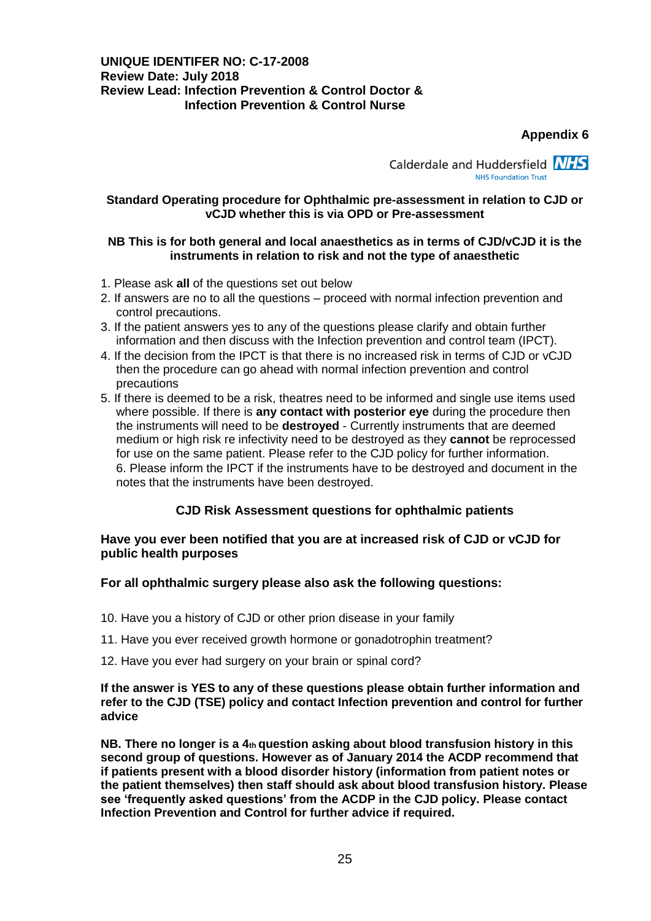**UNIQUE IDENTIFER NO: C-17-2008**
**Review Date: July 2018**
**Review Lead: Infection Prevention & Control Doctor & Infection Prevention & Control Nurse**

**Appendix 6**

Calderdale and Huddersfield NHS
NHS Foundation Trust

### Standard Operating procedure for Ophthalmic pre-assessment in relation to CJD or vCJD whether this is via OPD or Pre-assessment

**NB This is for both general and local anaesthetics as in terms of CJD/vCJD it is the instruments in relation to risk and not the type of anaesthetic**

1. Please ask **all** of the questions set out below
2. If answers are no to all the questions – proceed with normal infection prevention and control precautions.
3. If the patient answers yes to any of the questions please clarify and obtain further information and then discuss with the Infection prevention and control team (IPCT).
4. If the decision from the IPCT is that there is no increased risk in terms of CJD or vCJD then the procedure can go ahead with normal infection prevention and control precautions
5. If there is deemed to be a risk, theatres need to be informed and single use items used where possible. If there is **any contact with posterior eye** during the procedure then the instruments will need to be **destroyed** - Currently instruments that are deemed medium or high risk re infectivity need to be destroyed as they **cannot** be reprocessed for use on the same patient. Please refer to the CJD policy for further information.
6. Please inform the IPCT if the instruments have to be destroyed and document in the notes that the instruments have been destroyed.

### CJD Risk Assessment questions for ophthalmic patients

**Have you ever been notified that you are at increased risk of CJD or vCJD for public health purposes**

**For all ophthalmic surgery please also ask the following questions:**

10. Have you a history of CJD or other prion disease in your family
11. Have you ever received growth hormone or gonadotrophin treatment?
12. Have you ever had surgery on your brain or spinal cord?

**If the answer is YES to any of these questions please obtain further information and refer to the CJD (TSE) policy and contact Infection prevention and control for further advice**

**NB. There no longer is a 4th question asking about blood transfusion history in this second group of questions. However as of January 2014 the ACDP recommend that if patients present with a blood disorder history (information from patient notes or the patient themselves) then staff should ask about blood transfusion history. Please see 'frequently asked questions' from the ACDP in the CJD policy. Please contact Infection Prevention and Control for further advice if required.**